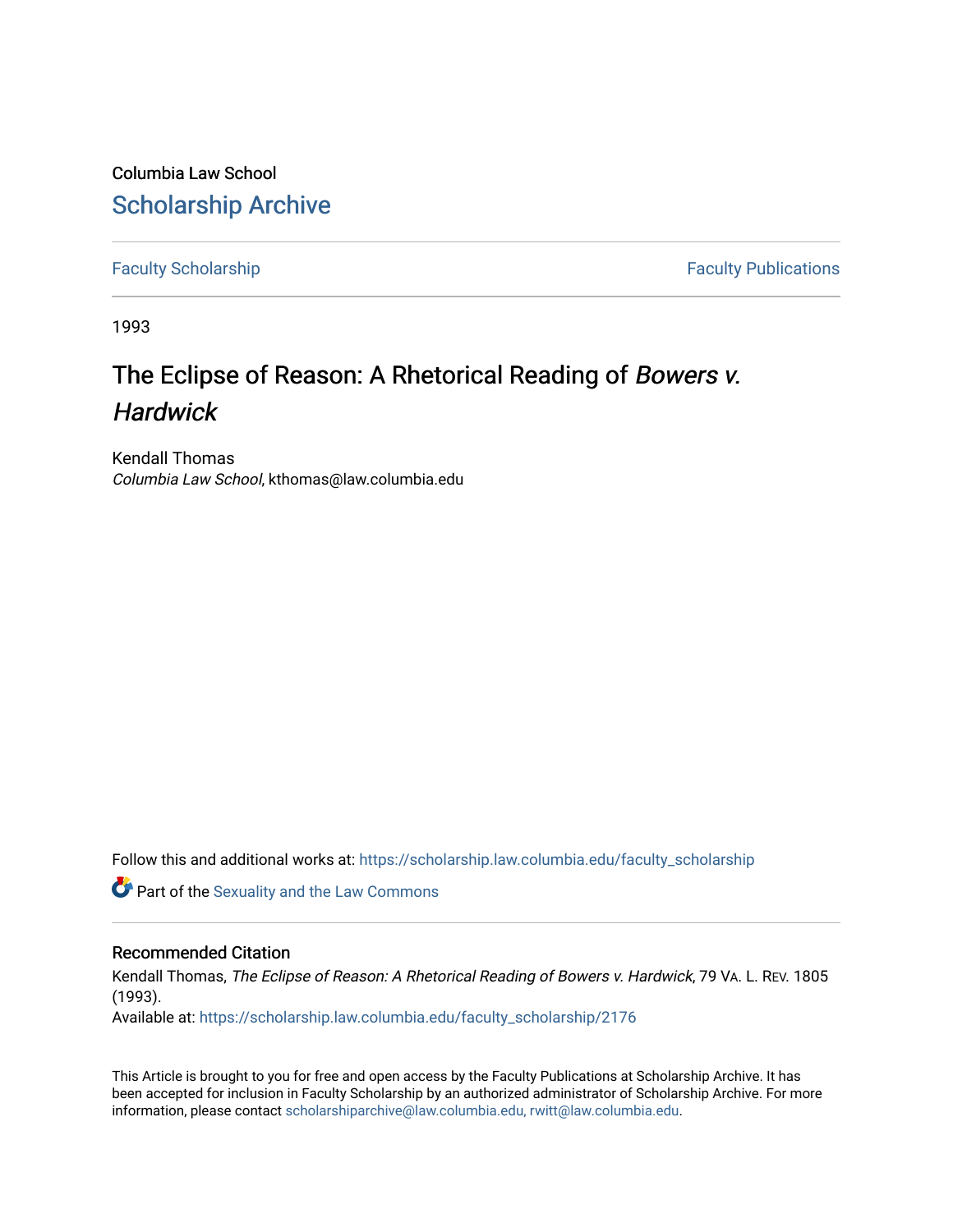Columbia Law School

# Scholarship Archive

Faculty Scholarship | Faculty Publications

1993

## The Eclipse of Reason: A Rhetorical Reading of *Bowers v. Hardwick*

Kendall Thomas
*Columbia Law School*, kthomas@law.columbia.edu

Follow this and additional works at: https://scholarship.law.columbia.edu/faculty_scholarship

Part of the Sexuality and the Law Commons

### Recommended Citation

Kendall Thomas, *The Eclipse of Reason: A Rhetorical Reading of Bowers v. Hardwick*, 79 Va. L. Rev. 1805 (1993).
Available at: https://scholarship.law.columbia.edu/faculty_scholarship/2176

This Article is brought to you for free and open access by the Faculty Publications at Scholarship Archive. It has been accepted for inclusion in Faculty Scholarship by an authorized administrator of Scholarship Archive. For more information, please contact scholarshiparchive@law.columbia.edu, rwitt@law.columbia.edu.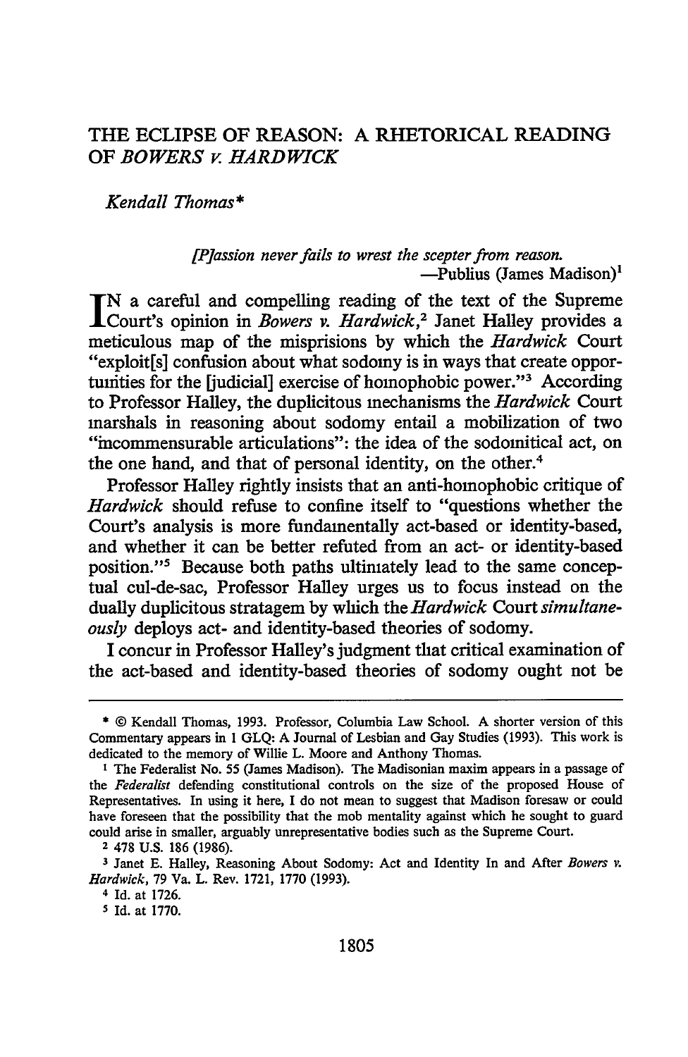# THE ECLIPSE OF REASON: A RHETORICAL READING OF *BOWERS v. HARDWICK*

*Kendall Thomas\**

> *[P]assion never fails to wrest the scepter from reason.*
> —Publius (James Madison)[1]

IN a careful and compelling reading of the text of the Supreme Court's opinion in *Bowers v. Hardwick*,[2] Janet Halley provides a meticulous map of the misprisions by which the *Hardwick* Court "exploit[s] confusion about what sodomy is in ways that create opportunities for the [judicial] exercise of homophobic power."[3] According to Professor Halley, the duplicitous mechanisms the *Hardwick* Court marshals in reasoning about sodomy entail a mobilization of two "incommensurable articulations": the idea of the sodomitical act, on the one hand, and that of personal identity, on the other.[4]

Professor Halley rightly insists that an anti-homophobic critique of *Hardwick* should refuse to confine itself to "questions whether the Court's analysis is more fundamentally act-based or identity-based, and whether it can be better refuted from an act- or identity-based position."[5] Because both paths ultimately lead to the same conceptual cul-de-sac, Professor Halley urges us to focus instead on the dually duplicitous stratagem by which the *Hardwick* Court *simultaneously* deploys act- and identity-based theories of sodomy.

I concur in Professor Halley's judgment that critical examination of the act-based and identity-based theories of sodomy ought not be

---

\* © Kendall Thomas, 1993. Professor, Columbia Law School. A shorter version of this Commentary appears in 1 GLQ: A Journal of Lesbian and Gay Studies (1993). This work is dedicated to the memory of Willie L. Moore and Anthony Thomas.

[1] The Federalist No. 55 (James Madison). The Madisonian maxim appears in a passage of the *Federalist* defending constitutional controls on the size of the proposed House of Representatives. In using it here, I do not mean to suggest that Madison foresaw or could have foreseen that the possibility that the mob mentality against which he sought to guard could arise in smaller, arguably unrepresentative bodies such as the Supreme Court.

[2] 478 U.S. 186 (1986).

[3] Janet E. Halley, Reasoning About Sodomy: Act and Identity In and After *Bowers v. Hardwick*, 79 Va. L. Rev. 1721, 1770 (1993).

[4] Id. at 1726.

[5] Id. at 1770.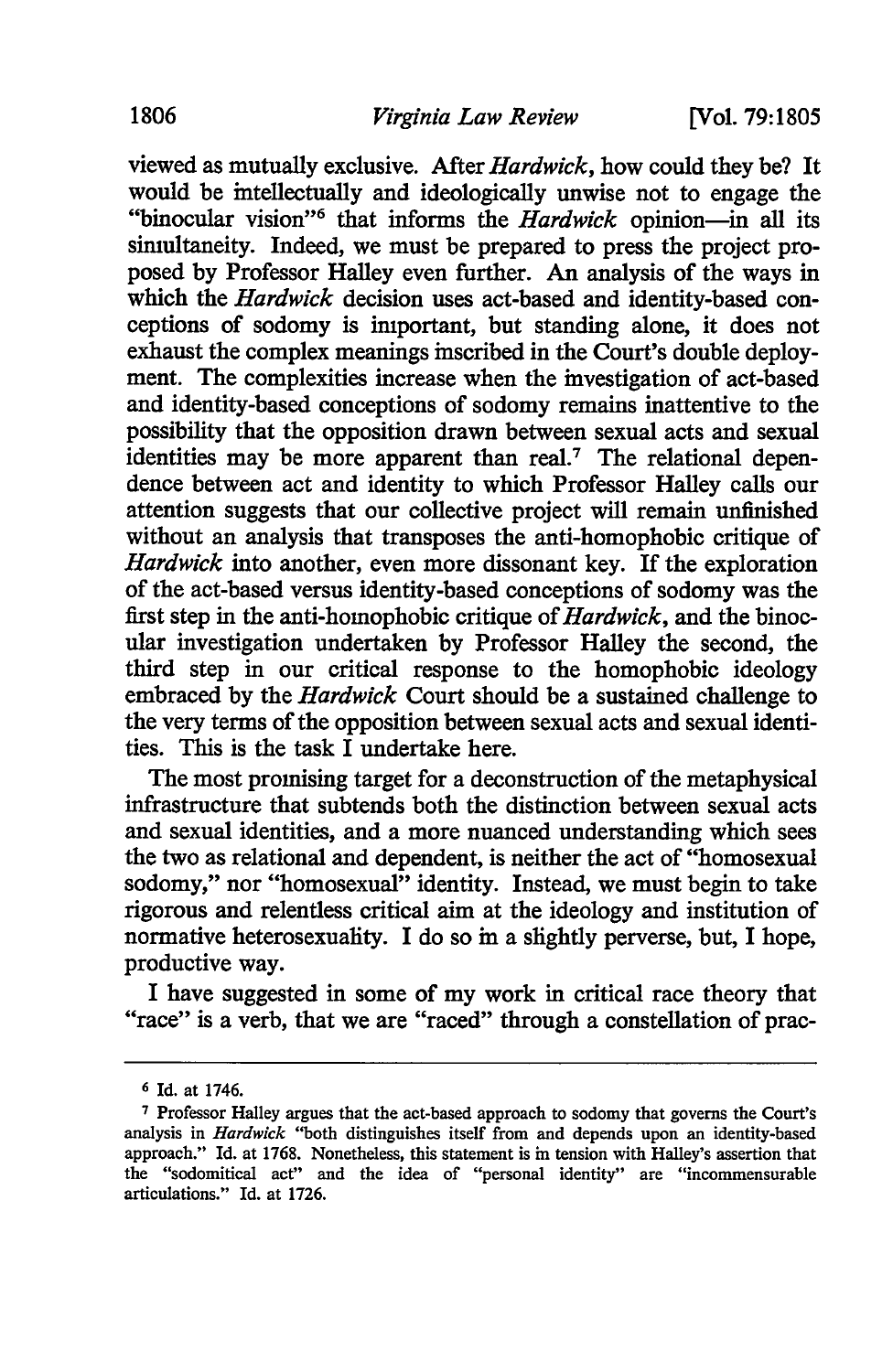viewed as mutually exclusive. After *Hardwick*, how could they be? It would be intellectually and ideologically unwise not to engage the "binocular vision"[6] that informs the *Hardwick* opinion—in all its simultaneity. Indeed, we must be prepared to press the project proposed by Professor Halley even further. An analysis of the ways in which the *Hardwick* decision uses act-based and identity-based conceptions of sodomy is important, but standing alone, it does not exhaust the complex meanings inscribed in the Court's double deployment. The complexities increase when the investigation of act-based and identity-based conceptions of sodomy remains inattentive to the possibility that the opposition drawn between sexual acts and sexual identities may be more apparent than real.[7] The relational dependence between act and identity to which Professor Halley calls our attention suggests that our collective project will remain unfinished without an analysis that transposes the anti-homophobic critique of *Hardwick* into another, even more dissonant key. If the exploration of the act-based versus identity-based conceptions of sodomy was the first step in the anti-homophobic critique of *Hardwick*, and the binocular investigation undertaken by Professor Halley the second, the third step in our critical response to the homophobic ideology embraced by the *Hardwick* Court should be a sustained challenge to the very terms of the opposition between sexual acts and sexual identities. This is the task I undertake here.

The most promising target for a deconstruction of the metaphysical infrastructure that subtends both the distinction between sexual acts and sexual identities, and a more nuanced understanding which sees the two as relational and dependent, is neither the act of "homosexual sodomy," nor "homosexual" identity. Instead, we must begin to take rigorous and relentless critical aim at the ideology and institution of normative heterosexuality. I do so in a slightly perverse, but, I hope, productive way.

I have suggested in some of my work in critical race theory that "race" is a verb, that we are "raced" through a constellation of prac-

---

[6] Id. at 1746.

[7] Professor Halley argues that the act-based approach to sodomy that governs the Court's analysis in *Hardwick* "both distinguishes itself from and depends upon an identity-based approach." Id. at 1768. Nonetheless, this statement is in tension with Halley's assertion that the "sodomitical act" and the idea of "personal identity" are "incommensurable articulations." Id. at 1726.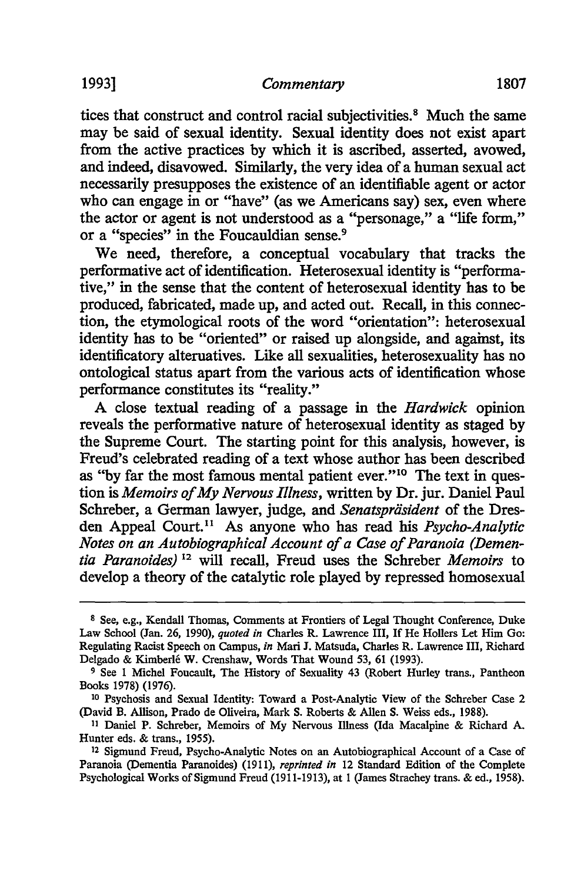tices that construct and control racial subjectivities.[8] Much the same may be said of sexual identity. Sexual identity does not exist apart from the active practices by which it is ascribed, asserted, avowed, and indeed, disavowed. Similarly, the very idea of a human sexual act necessarily presupposes the existence of an identifiable agent or actor who can engage in or "have" (as we Americans say) sex, even where the actor or agent is not understood as a "personage," a "life form," or a "species" in the Foucauldian sense.[9]

We need, therefore, a conceptual vocabulary that tracks the performative act of identification. Heterosexual identity is "performative," in the sense that the content of heterosexual identity has to be produced, fabricated, made up, and acted out. Recall, in this connection, the etymological roots of the word "orientation": heterosexual identity has to be "oriented" or raised up alongside, and against, its identificatory alteruatives. Like all sexualities, heterosexuality has no ontological status apart from the various acts of identification whose performance constitutes its "reality."

A close textual reading of a passage in the *Hardwick* opinion reveals the performative nature of heterosexual identity as staged by the Supreme Court. The starting point for this analysis, however, is Freud's celebrated reading of a text whose author has been described as "by far the most famous mental patient ever."[10] The text in question is *Memoirs of My Nervous Illness*, written by Dr. jur. Daniel Paul Schreber, a German lawyer, judge, and *Senatspräsident* of the Dresden Appeal Court.[11] As anyone who has read his *Psycho-Analytic Notes on an Autobiographical Account of a Case of Paranoia (Dementia Paranoides)*[12] will recall, Freud uses the Schreber *Memoirs* to develop a theory of the catalytic role played by repressed homosexual

---

[8] See, e.g., Kendall Thomas, Comments at Frontiers of Legal Thought Conference, Duke Law School (Jan. 26, 1990), *quoted in* Charles R. Lawrence III, If He Hollers Let Him Go: Regulating Racist Speech on Campus, *in* Mari J. Matsuda, Charles R. Lawrence III, Richard Delgado & Kimberlé W. Crenshaw, Words That Wound 53, 61 (1993).

[9] See 1 Michel Foucault, The History of Sexuality 43 (Robert Hurley trans., Pantheon Books 1978) (1976).

[10] Psychosis and Sexual Identity: Toward a Post-Analytic View of the Schreber Case 2 (David B. Allison, Prado de Oliveira, Mark S. Roberts & Allen S. Weiss eds., 1988).

[11] Daniel P. Schreber, Memoirs of My Nervous Illness (Ida Macalpine & Richard A. Hunter eds. & trans., 1955).

[12] Sigmund Freud, Psycho-Analytic Notes on an Autobiographical Account of a Case of Paranoia (Dementia Paranoides) (1911), *reprinted in* 12 Standard Edition of the Complete Psychological Works of Sigmund Freud (1911-1913), at 1 (James Strachey trans. & ed., 1958).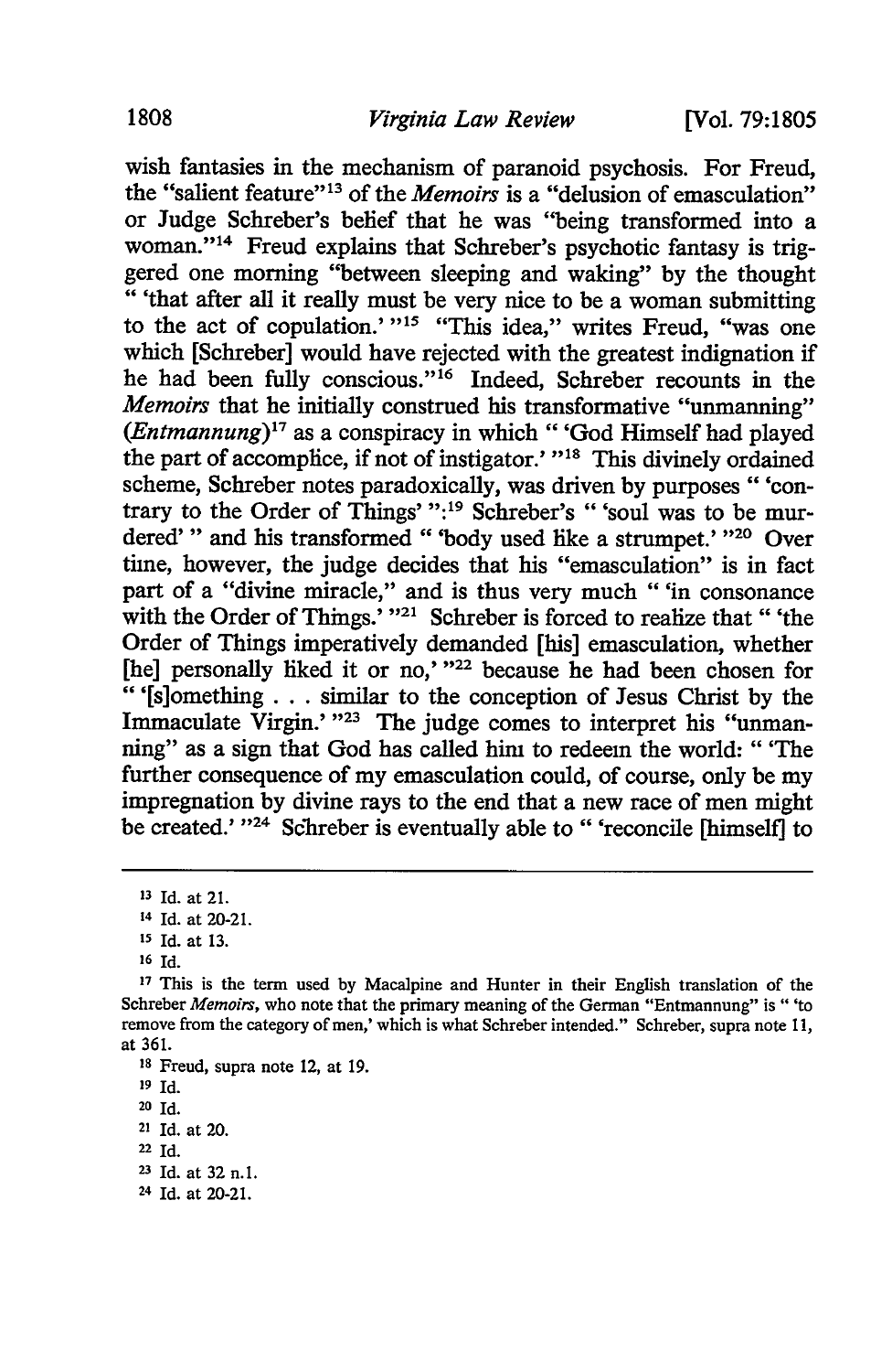wish fantasies in the mechanism of paranoid psychosis. For Freud, the "salient feature"[13] of the *Memoirs* is a "delusion of emasculation" or Judge Schreber's belief that he was "being transformed into a woman."[14] Freud explains that Schreber's psychotic fantasy is triggered one morning "between sleeping and waking" by the thought " 'that after all it really must be very nice to be a woman submitting to the act of copulation.' "[15] "This idea," writes Freud, "was one which [Schreber] would have rejected with the greatest indignation if he had been fully conscious."[16] Indeed, Schreber recounts in the *Memoirs* that he initially construed his transformative "unmanning" (*Entmannung*)[17] as a conspiracy in which " 'God Himself had played the part of accomplice, if not of instigator.' "[18] This divinely ordained scheme, Schreber notes paradoxically, was driven by purposes " 'contrary to the Order of Things' ":[19] Schreber's " 'soul was to be murdered' " and his transformed " 'body used like a strumpet.' "[20] Over time, however, the judge decides that his "emasculation" is in fact part of a "divine miracle," and is thus very much " 'in consonance with the Order of Things.' "[21] Schreber is forced to realize that " 'the Order of Things imperatively demanded [his] emasculation, whether [he] personally liked it or no,' "[22] because he had been chosen for " '[s]omething . . . similar to the conception of Jesus Christ by the Immaculate Virgin.' "[23] The judge comes to interpret his "unmanning" as a sign that God has called him to redeem the world: " 'The further consequence of my emasculation could, of course, only be my impregnation by divine rays to the end that a new race of men might be created.' "[24] Schreber is eventually able to " 'reconcile [himself] to

---

[13] Id. at 21.

[14] Id. at 20-21.

[15] Id. at 13.

[16] Id.

[17] This is the term used by Macalpine and Hunter in their English translation of the Schreber *Memoirs*, who note that the primary meaning of the German "Entmannung" is " 'to remove from the category of men,' which is what Schreber intended." Schreber, supra note 11, at 361.

[18] Freud, supra note 12, at 19.

[19] Id.

[20] Id.

[21] Id. at 20.

[22] Id.

[23] Id. at 32 n.1.

[24] Id. at 20-21.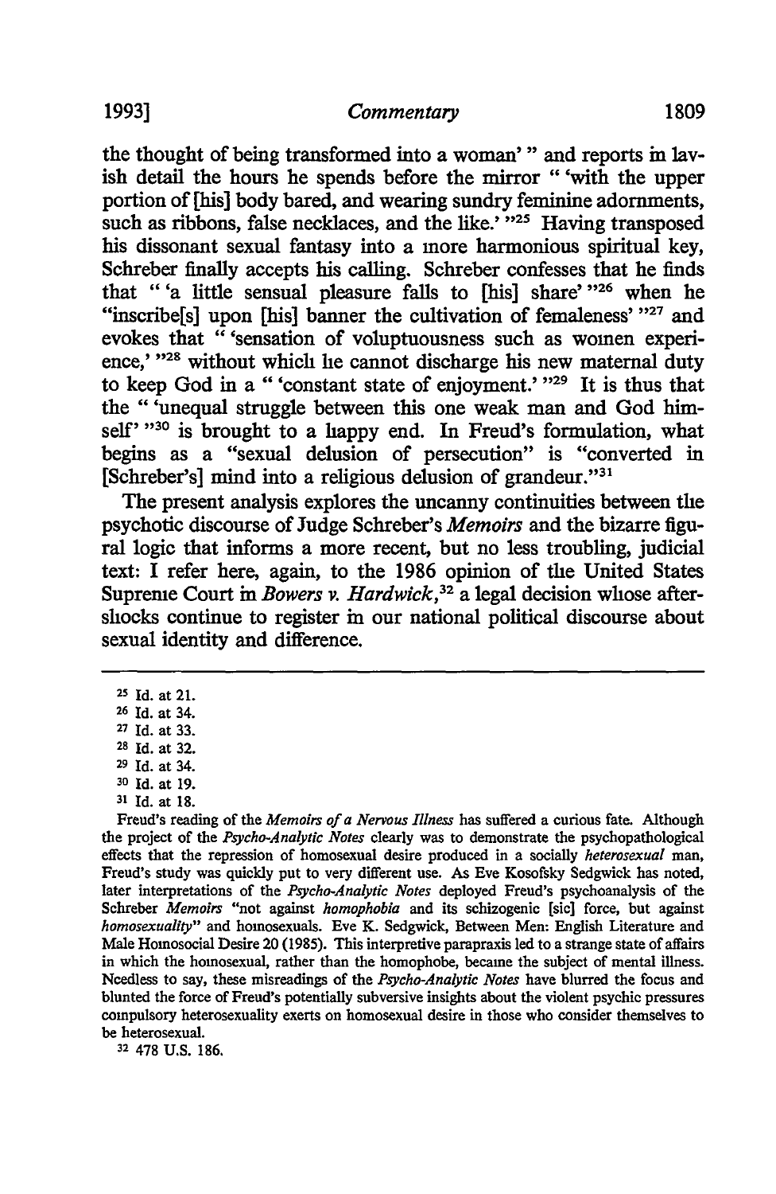the thought of being transformed into a woman' " and reports in lavish detail the hours he spends before the mirror " 'with the upper portion of [his] body bared, and wearing sundry feminine adornments, such as ribbons, false necklaces, and the like.' "[25] Having transposed his dissonant sexual fantasy into a more harmonious spiritual key, Schreber finally accepts his calling. Schreber confesses that he finds that " 'a little sensual pleasure falls to [his] share' "[26] when he "inscribe[s] upon [his] banner the cultivation of femaleness' "[27] and evokes that " 'sensation of voluptuousness such as women experience,' "[28] without which he cannot discharge his new maternal duty to keep God in a " 'constant state of enjoyment.' "[29] It is thus that the " 'unequal struggle between this one weak man and God himself' "[30] is brought to a happy end. In Freud's formulation, what begins as a "sexual delusion of persecution" is "converted in [Schreber's] mind into a religious delusion of grandeur."[31]

The present analysis explores the uncanny continuities between the psychotic discourse of Judge Schreber's *Memoirs* and the bizarre figural logic that informs a more recent, but no less troubling, judicial text: I refer here, again, to the 1986 opinion of the United States Supreme Court in *Bowers v. Hardwick*,[32] a legal decision whose aftershocks continue to register in our national political discourse about sexual identity and difference.

---

[25] Id. at 21.

[26] Id. at 34.

[27] Id. at 33.

[28] Id. at 32.

[29] Id. at 34.

[30] Id. at 19.

[31] Id. at 18.

Freud's reading of the *Memoirs of a Nervous Illness* has suffered a curious fate. Although the project of the *Psycho-Analytic Notes* clearly was to demonstrate the psychopathological effects that the repression of homosexual desire produced in a socially *heterosexual* man, Freud's study was quickly put to very different use. As Eve Kosofsky Sedgwick has noted, later interpretations of the *Psycho-Analytic Notes* deployed Freud's psychoanalysis of the Schreber *Memoirs* "not against *homophobia* and its schizogenic [sic] force, but against *homosexuality*" and homosexuals. Eve K. Sedgwick, Between Men: English Literature and Male Homosocial Desire 20 (1985). This interpretive parapraxis led to a strange state of affairs in which the homosexual, rather than the homophobe, became the subject of mental illness. Needless to say, these misreadings of the *Psycho-Analytic Notes* have blurred the focus and blunted the force of Freud's potentially subversive insights about the violent psychic pressures compulsory heterosexuality exerts on homosexual desire in those who consider themselves to be heterosexual.

[32] 478 U.S. 186.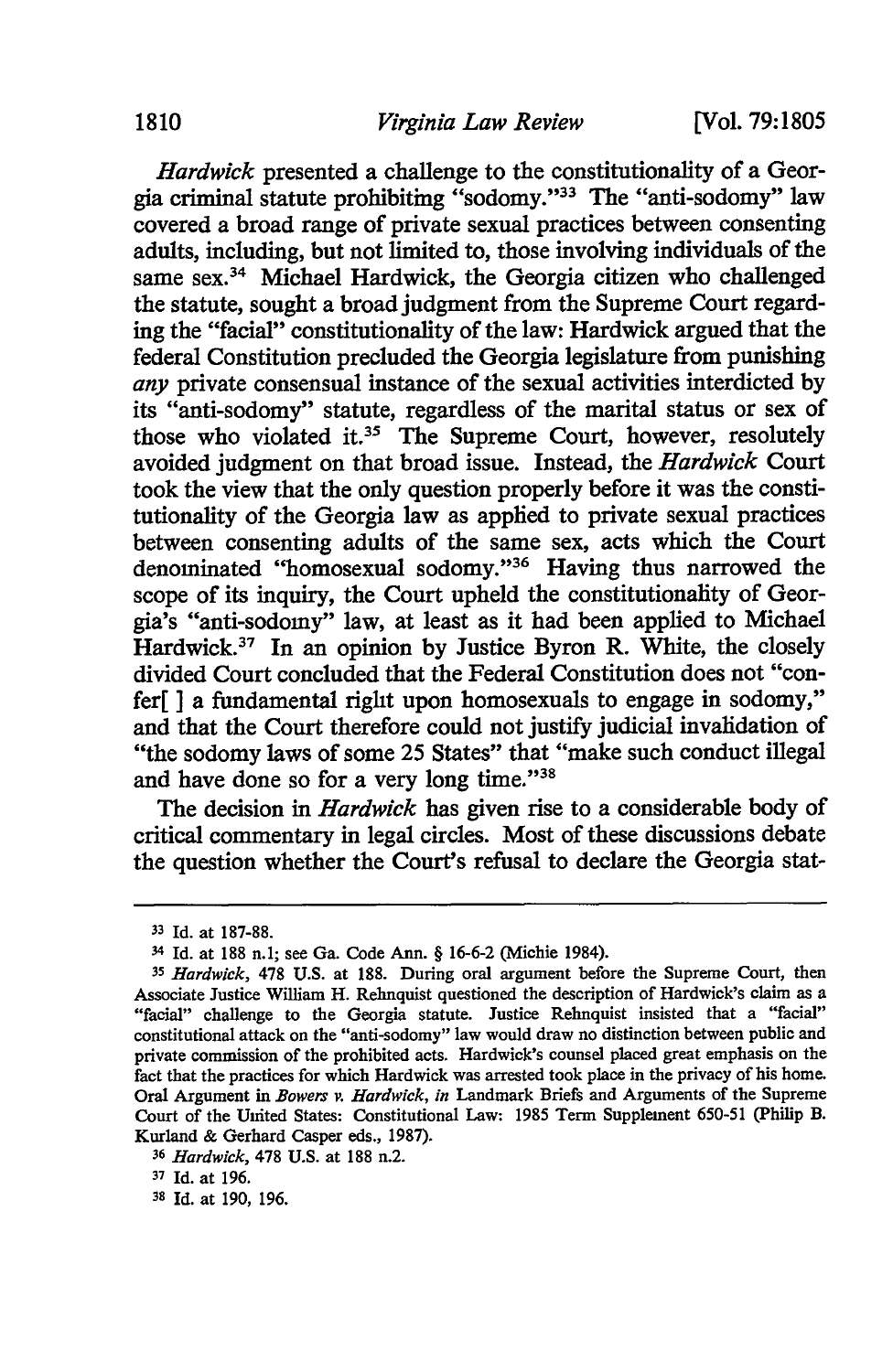*Hardwick* presented a challenge to the constitutionality of a Georgia criminal statute prohibiting "sodomy."[33] The "anti-sodomy" law covered a broad range of private sexual practices between consenting adults, including, but not limited to, those involving individuals of the same sex.[34] Michael Hardwick, the Georgia citizen who challenged the statute, sought a broad judgment from the Supreme Court regarding the "facial" constitutionality of the law: Hardwick argued that the federal Constitution precluded the Georgia legislature from punishing *any* private consensual instance of the sexual activities interdicted by its "anti-sodomy" statute, regardless of the marital status or sex of those who violated it.[35] The Supreme Court, however, resolutely avoided judgment on that broad issue. Instead, the *Hardwick* Court took the view that the only question properly before it was the constitutionality of the Georgia law as applied to private sexual practices between consenting adults of the same sex, acts which the Court denominated "homosexual sodomy."[36] Having thus narrowed the scope of its inquiry, the Court upheld the constitutionality of Georgia's "anti-sodomy" law, at least as it had been applied to Michael Hardwick.[37] In an opinion by Justice Byron R. White, the closely divided Court concluded that the Federal Constitution does not "confer[ ] a fundamental right upon homosexuals to engage in sodomy," and that the Court therefore could not justify judicial invalidation of "the sodomy laws of some 25 States" that "make such conduct illegal and have done so for a very long time."[38]

The decision in *Hardwick* has given rise to a considerable body of critical commentary in legal circles. Most of these discussions debate the question whether the Court's refusal to declare the Georgia stat-

---

[33] Id. at 187-88.

[34] Id. at 188 n.1; see Ga. Code Ann. § 16-6-2 (Michie 1984).

[35] *Hardwick*, 478 U.S. at 188. During oral argument before the Supreme Court, then Associate Justice William H. Rehnquist questioned the description of Hardwick's claim as a "facial" challenge to the Georgia statute. Justice Rehnquist insisted that a "facial" constitutional attack on the "anti-sodomy" law would draw no distinction between public and private commission of the prohibited acts. Hardwick's counsel placed great emphasis on the fact that the practices for which Hardwick was arrested took place in the privacy of his home. Oral Argument in *Bowers v. Hardwick*, *in* Landmark Briefs and Arguments of the Supreme Court of the United States: Constitutional Law: 1985 Term Supplement 650-51 (Philip B. Kurland & Gerhard Casper eds., 1987).

[36] *Hardwick*, 478 U.S. at 188 n.2.

[37] Id. at 196.

[38] Id. at 190, 196.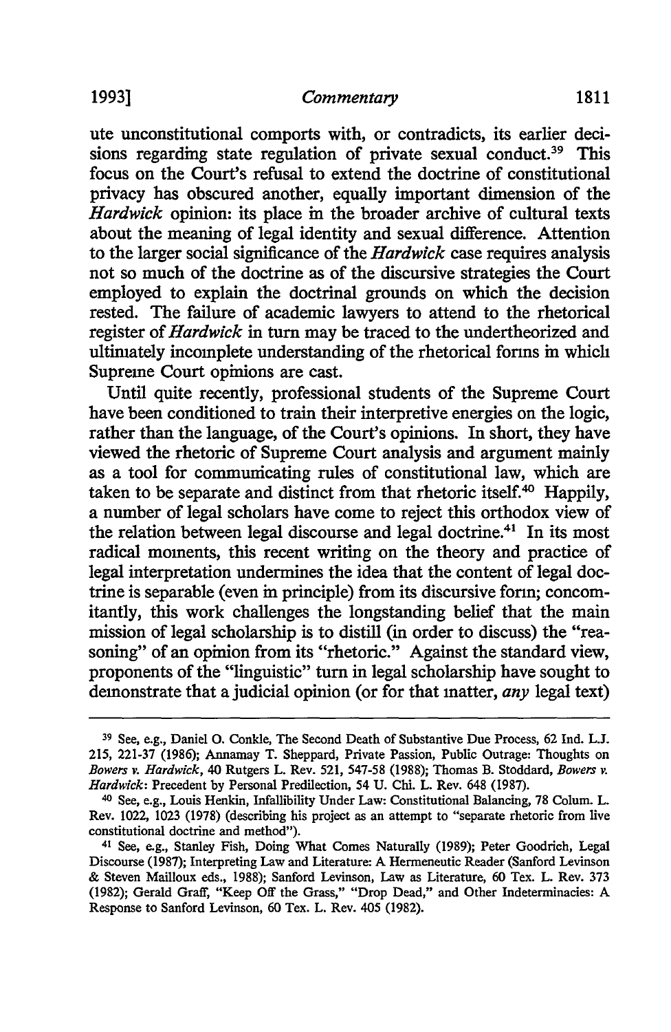ute unconstitutional comports with, or contradicts, its earlier decisions regarding state regulation of private sexual conduct.[39] This focus on the Court's refusal to extend the doctrine of constitutional privacy has obscured another, equally important dimension of the *Hardwick* opinion: its place in the broader archive of cultural texts about the meaning of legal identity and sexual difference. Attention to the larger social significance of the *Hardwick* case requires analysis not so much of the doctrine as of the discursive strategies the Court employed to explain the doctrinal grounds on which the decision rested. The failure of academic lawyers to attend to the rhetorical register of *Hardwick* in turn may be traced to the undertheorized and ultimately incomplete understanding of the rhetorical forms in which Supreme Court opinions are cast.

Until quite recently, professional students of the Supreme Court have been conditioned to train their interpretive energies on the logic, rather than the language, of the Court's opinions. In short, they have viewed the rhetoric of Supreme Court analysis and argument mainly as a tool for communicating rules of constitutional law, which are taken to be separate and distinct from that rhetoric itself.[40] Happily, a number of legal scholars have come to reject this orthodox view of the relation between legal discourse and legal doctrine.[41] In its most radical moments, this recent writing on the theory and practice of legal interpretation undermines the idea that the content of legal doctrine is separable (even in principle) from its discursive form; concomitantly, this work challenges the longstanding belief that the main mission of legal scholarship is to distill (in order to discuss) the "reasoning" of an opinion from its "rhetoric." Against the standard view, proponents of the "linguistic" turn in legal scholarship have sought to demonstrate that a judicial opinion (or for that matter, *any* legal text)

---

[39] See, e.g., Daniel O. Conkle, The Second Death of Substantive Due Process, 62 Ind. L.J. 215, 221-37 (1986); Annamay T. Sheppard, Private Passion, Public Outrage: Thoughts on *Bowers v. Hardwick*, 40 Rutgers L. Rev. 521, 547-58 (1988); Thomas B. Stoddard, *Bowers v. Hardwick*: Precedent by Personal Predilection, 54 U. Chi. L. Rev. 648 (1987).

[40] See, e.g., Louis Henkin, Infallibility Under Law: Constitutional Balancing, 78 Colum. L. Rev. 1022, 1023 (1978) (describing his project as an attempt to "separate rhetoric from live constitutional doctrine and method").

[41] See, e.g., Stanley Fish, Doing What Comes Naturally (1989); Peter Goodrich, Legal Discourse (1987); Interpreting Law and Literature: A Hermeneutic Reader (Sanford Levinson & Steven Mailloux eds., 1988); Sanford Levinson, Law as Literature, 60 Tex. L. Rev. 373 (1982); Gerald Graff, "Keep Off the Grass," "Drop Dead," and Other Indeterminacies: A Response to Sanford Levinson, 60 Tex. L. Rev. 405 (1982).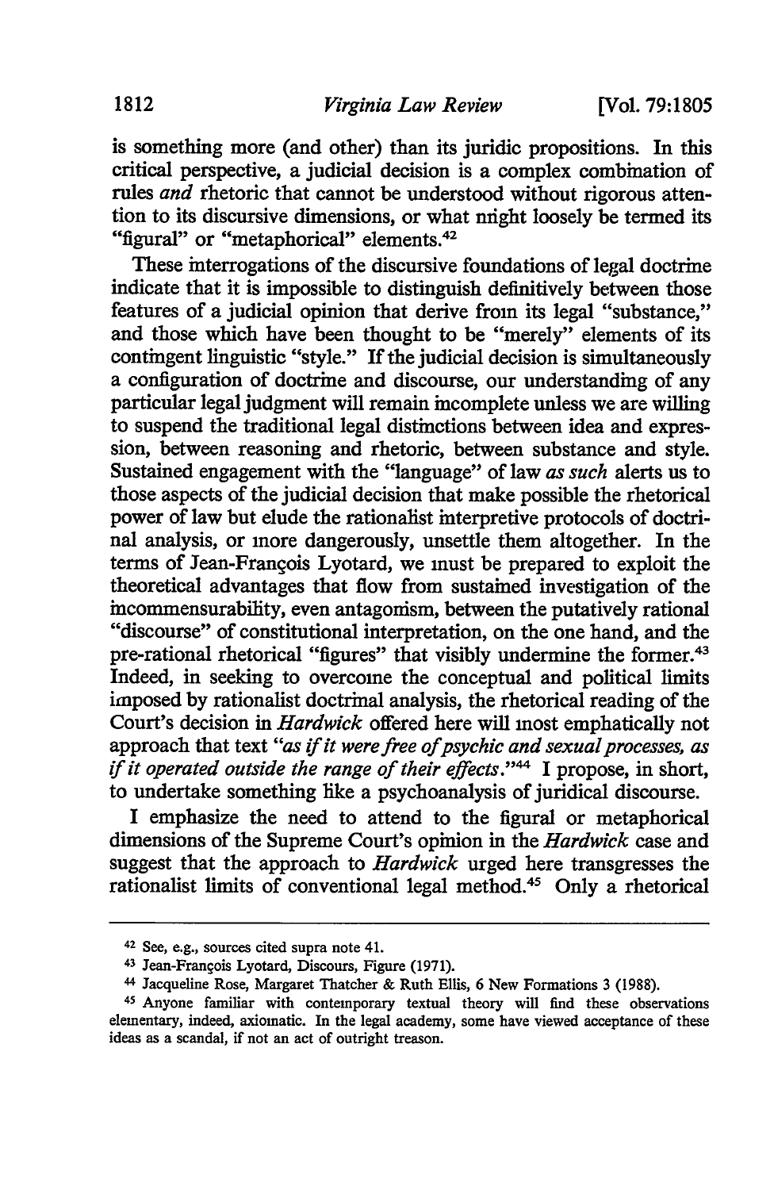is something more (and other) than its juridic propositions. In this critical perspective, a judicial decision is a complex combination of rules *and* rhetoric that cannot be understood without rigorous attention to its discursive dimensions, or what might loosely be termed its "figural" or "metaphorical" elements.[42]

These interrogations of the discursive foundations of legal doctrine indicate that it is impossible to distinguish definitively between those features of a judicial opinion that derive from its legal "substance," and those which have been thought to be "merely" elements of its contingent linguistic "style." If the judicial decision is simultaneously a configuration of doctrine and discourse, our understanding of any particular legal judgment will remain incomplete unless we are willing to suspend the traditional legal distinctions between idea and expression, between reasoning and rhetoric, between substance and style. Sustained engagement with the "language" of law *as such* alerts us to those aspects of the judicial decision that make possible the rhetorical power of law but elude the rationalist interpretive protocols of doctrinal analysis, or more dangerously, unsettle them altogether. In the terms of Jean-François Lyotard, we must be prepared to exploit the theoretical advantages that flow from sustained investigation of the incommensurability, even antagonism, between the putatively rational "discourse" of constitutional interpretation, on the one hand, and the pre-rational rhetorical "figures" that visibly undermine the former.[43] Indeed, in seeking to overcome the conceptual and political limits imposed by rationalist doctrinal analysis, the rhetorical reading of the Court's decision in *Hardwick* offered here will most emphatically not approach that text *"as if it were free of psychic and sexual processes, as if it operated outside the range of their effects."*[44] I propose, in short, to undertake something like a psychoanalysis of juridical discourse.

I emphasize the need to attend to the figural or metaphorical dimensions of the Supreme Court's opinion in the *Hardwick* case and suggest that the approach to *Hardwick* urged here transgresses the rationalist limits of conventional legal method.[45] Only a rhetorical

---

[42] See, e.g., sources cited supra note 41.

[43] Jean-François Lyotard, Discours, Figure (1971).

[44] Jacqueline Rose, Margaret Thatcher & Ruth Ellis, 6 New Formations 3 (1988).

[45] Anyone familiar with contemporary textual theory will find these observations elementary, indeed, axiomatic. In the legal academy, some have viewed acceptance of these ideas as a scandal, if not an act of outright treason.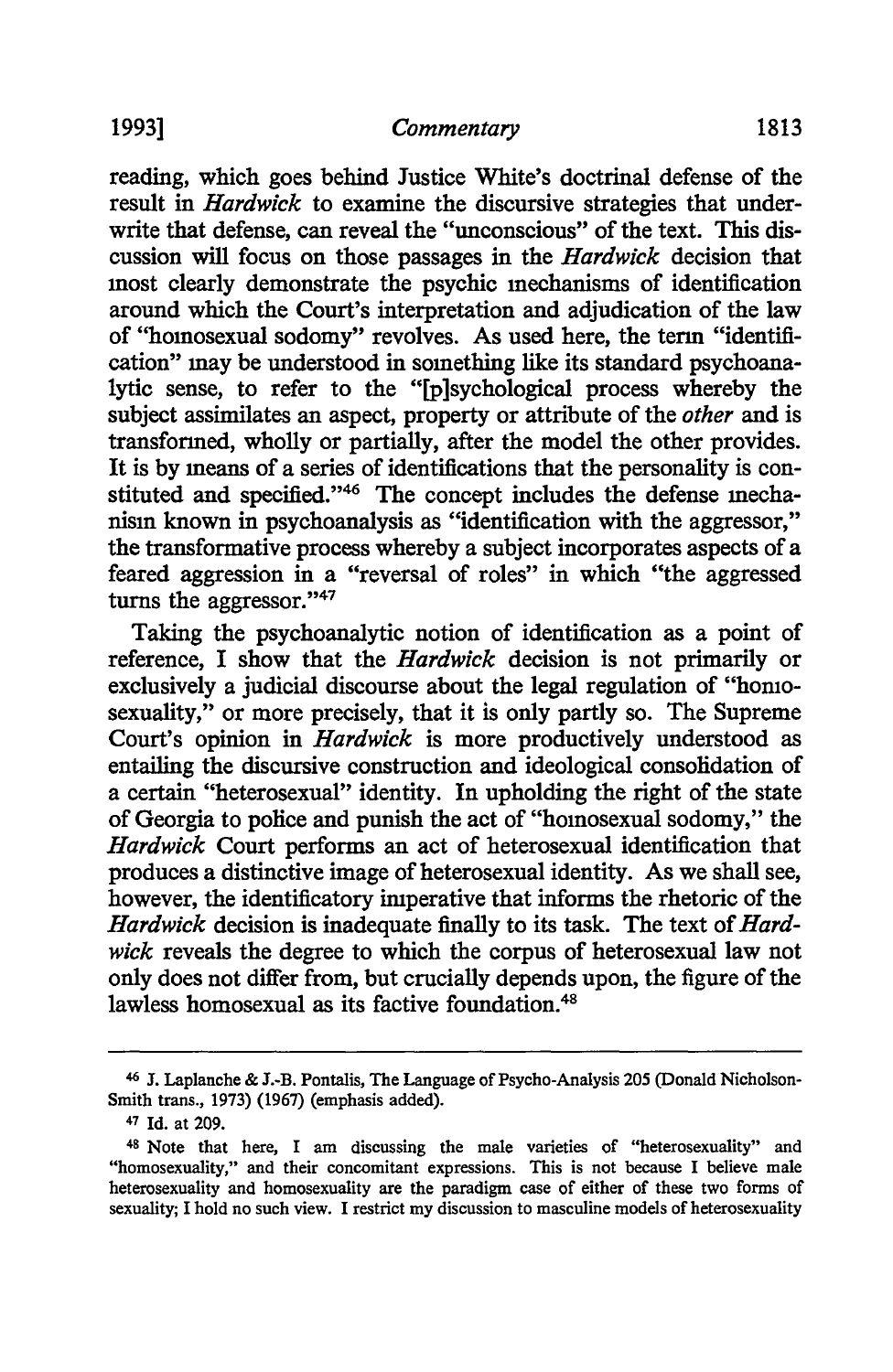reading, which goes behind Justice White's doctrinal defense of the result in *Hardwick* to examine the discursive strategies that underwrite that defense, can reveal the "unconscious" of the text. This discussion will focus on those passages in the *Hardwick* decision that most clearly demonstrate the psychic mechanisms of identification around which the Court's interpretation and adjudication of the law of "homosexual sodomy" revolves. As used here, the term "identification" may be understood in something like its standard psychoanalytic sense, to refer to the "[p]sychological process whereby the subject assimilates an aspect, property or attribute of the *other* and is transformed, wholly or partially, after the model the other provides. It is by means of a series of identifications that the personality is constituted and specified."[46] The concept includes the defense mechanism known in psychoanalysis as "identification with the aggressor," the transformative process whereby a subject incorporates aspects of a feared aggression in a "reversal of roles" in which "the aggressed turns the aggressor."[47]

Taking the psychoanalytic notion of identification as a point of reference, I show that the *Hardwick* decision is not primarily or exclusively a judicial discourse about the legal regulation of "homosexuality," or more precisely, that it is only partly so. The Supreme Court's opinion in *Hardwick* is more productively understood as entailing the discursive construction and ideological consolidation of a certain "heterosexual" identity. In upholding the right of the state of Georgia to police and punish the act of "homosexual sodomy," the *Hardwick* Court performs an act of heterosexual identification that produces a distinctive image of heterosexual identity. As we shall see, however, the identificatory imperative that informs the rhetoric of the *Hardwick* decision is inadequate finally to its task. The text of *Hardwick* reveals the degree to which the corpus of heterosexual law not only does not differ from, but crucially depends upon, the figure of the lawless homosexual as its factive foundation.[48]

---

[46] J. Laplanche & J.-B. Pontalis, The Language of Psycho-Analysis 205 (Donald Nicholson-Smith trans., 1973) (1967) (emphasis added).

[47] Id. at 209.

[48] Note that here, I am discussing the male varieties of "heterosexuality" and "homosexuality," and their concomitant expressions. This is not because I believe male heterosexuality and homosexuality are the paradigm case of either of these two forms of sexuality; I hold no such view. I restrict my discussion to masculine models of heterosexuality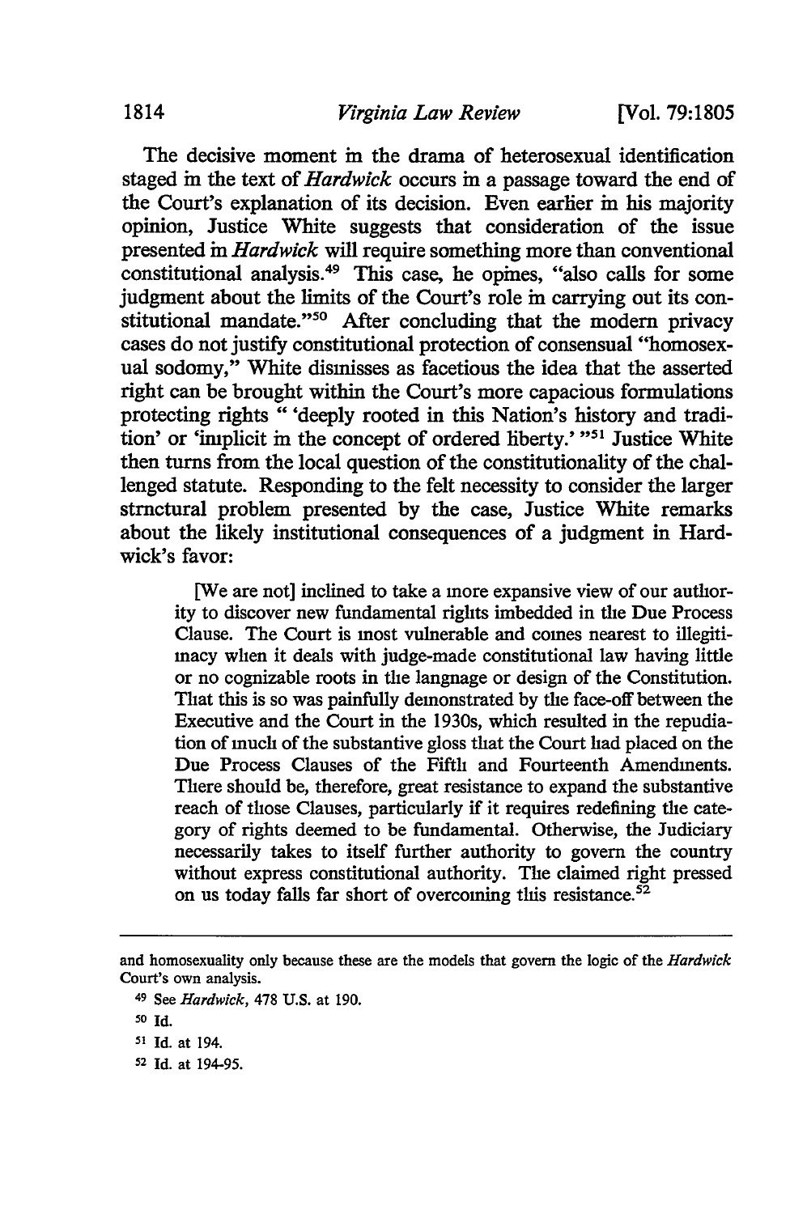The decisive moment in the drama of heterosexual identification staged in the text of *Hardwick* occurs in a passage toward the end of the Court's explanation of its decision. Even earlier in his majority opinion, Justice White suggests that consideration of the issue presented in *Hardwick* will require something more than conventional constitutional analysis.[49] This case, he opines, "also calls for some judgment about the limits of the Court's role in carrying out its constitutional mandate."[50] After concluding that the modern privacy cases do not justify constitutional protection of consensual "homosexual sodomy," White dismisses as facetious the idea that the asserted right can be brought within the Court's more capacious formulations protecting rights " 'deeply rooted in this Nation's history and tradition' or 'implicit in the concept of ordered liberty.' "[51] Justice White then turns from the local question of the constitutionality of the challenged statute. Responding to the felt necessity to consider the larger structural problem presented by the case, Justice White remarks about the likely institutional consequences of a judgment in Hardwick's favor:

> [We are not] inclined to take a more expansive view of our authority to discover new fundamental rights imbedded in the Due Process Clause. The Court is most vulnerable and comes nearest to illegitimacy when it deals with judge-made constitutional law having little or no cognizable roots in the language or design of the Constitution. That this is so was painfully demonstrated by the face-off between the Executive and the Court in the 1930s, which resulted in the repudiation of much of the substantive gloss that the Court had placed on the Due Process Clauses of the Fifth and Fourteenth Amendments. There should be, therefore, great resistance to expand the substantive reach of those Clauses, particularly if it requires redefining the category of rights deemed to be fundamental. Otherwise, the Judiciary necessarily takes to itself further authority to govern the country without express constitutional authority. The claimed right pressed on us today falls far short of overcoming this resistance.[52]

---

and homosexuality only because these are the models that govern the logic of the *Hardwick* Court's own analysis.

[49] See *Hardwick*, 478 U.S. at 190.

[50] Id.

[51] Id. at 194.

[52] Id. at 194-95.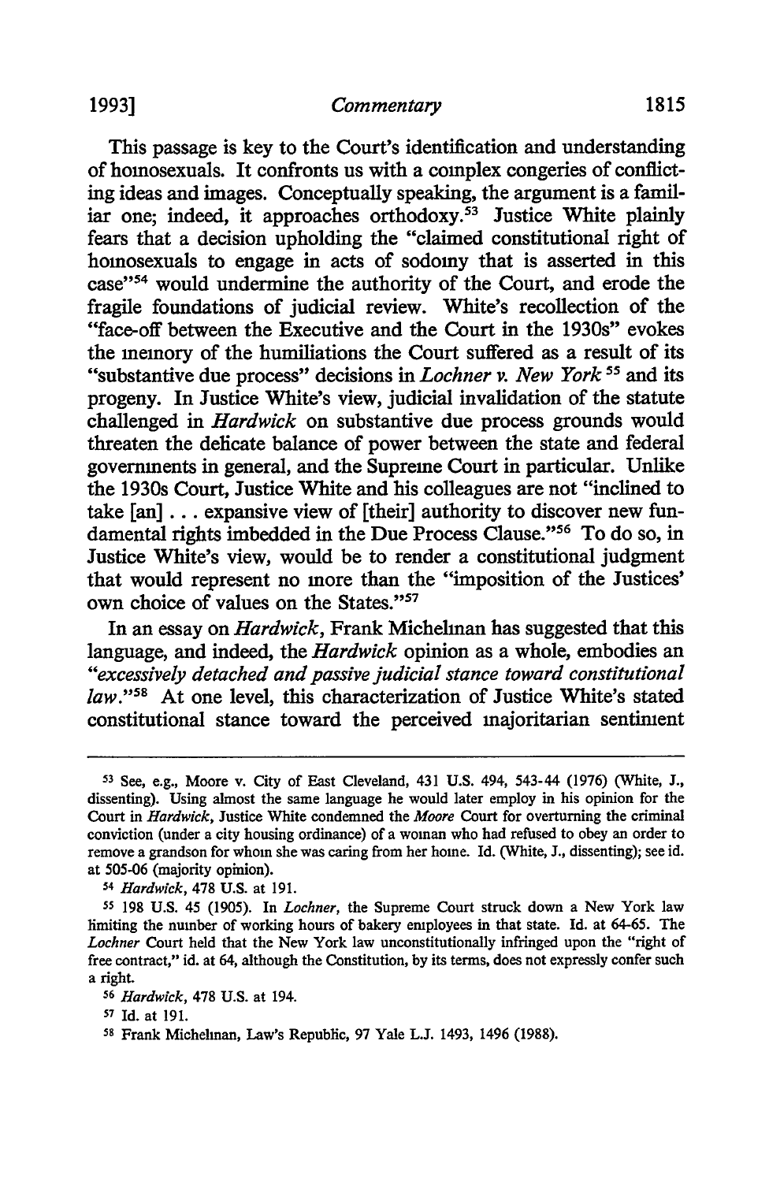This passage is key to the Court's identification and understanding of homosexuals. It confronts us with a complex congeries of conflicting ideas and images. Conceptually speaking, the argument is a familiar one; indeed, it approaches orthodoxy.[53] Justice White plainly fears that a decision upholding the "claimed constitutional right of homosexuals to engage in acts of sodomy that is asserted in this case"[54] would undermine the authority of the Court, and erode the fragile foundations of judicial review. White's recollection of the "face-off between the Executive and the Court in the 1930s" evokes the memory of the humiliations the Court suffered as a result of its "substantive due process" decisions in *Lochner v. New York*[55] and its progeny. In Justice White's view, judicial invalidation of the statute challenged in *Hardwick* on substantive due process grounds would threaten the delicate balance of power between the state and federal governments in general, and the Supreme Court in particular. Unlike the 1930s Court, Justice White and his colleagues are not "inclined to take [an] . . . expansive view of [their] authority to discover new fundamental rights imbedded in the Due Process Clause."[56] To do so, in Justice White's view, would be to render a constitutional judgment that would represent no more than the "imposition of the Justices' own choice of values on the States."[57]

In an essay on *Hardwick*, Frank Michelman has suggested that this language, and indeed, the *Hardwick* opinion as a whole, embodies an "*excessively detached and passive judicial stance toward constitutional law*."[58] At one level, this characterization of Justice White's stated constitutional stance toward the perceived majoritarian sentiment

---

[53] See, e.g., Moore v. City of East Cleveland, 431 U.S. 494, 543-44 (1976) (White, J., dissenting). Using almost the same language he would later employ in his opinion for the Court in *Hardwick*, Justice White condemned the *Moore* Court for overturning the criminal conviction (under a city housing ordinance) of a woman who had refused to obey an order to remove a grandson for whom she was caring from her home. Id. (White, J., dissenting); see id. at 505-06 (majority opinion).

[54] *Hardwick*, 478 U.S. at 191.

[55] 198 U.S. 45 (1905). In *Lochner*, the Supreme Court struck down a New York law limiting the number of working hours of bakery employees in that state. Id. at 64-65. The *Lochner* Court held that the New York law unconstitutionally infringed upon the "right of free contract," id. at 64, although the Constitution, by its terms, does not expressly confer such a right.

[56] *Hardwick*, 478 U.S. at 194.

[57] Id. at 191.

[58] Frank Michelman, Law's Republic, 97 Yale L.J. 1493, 1496 (1988).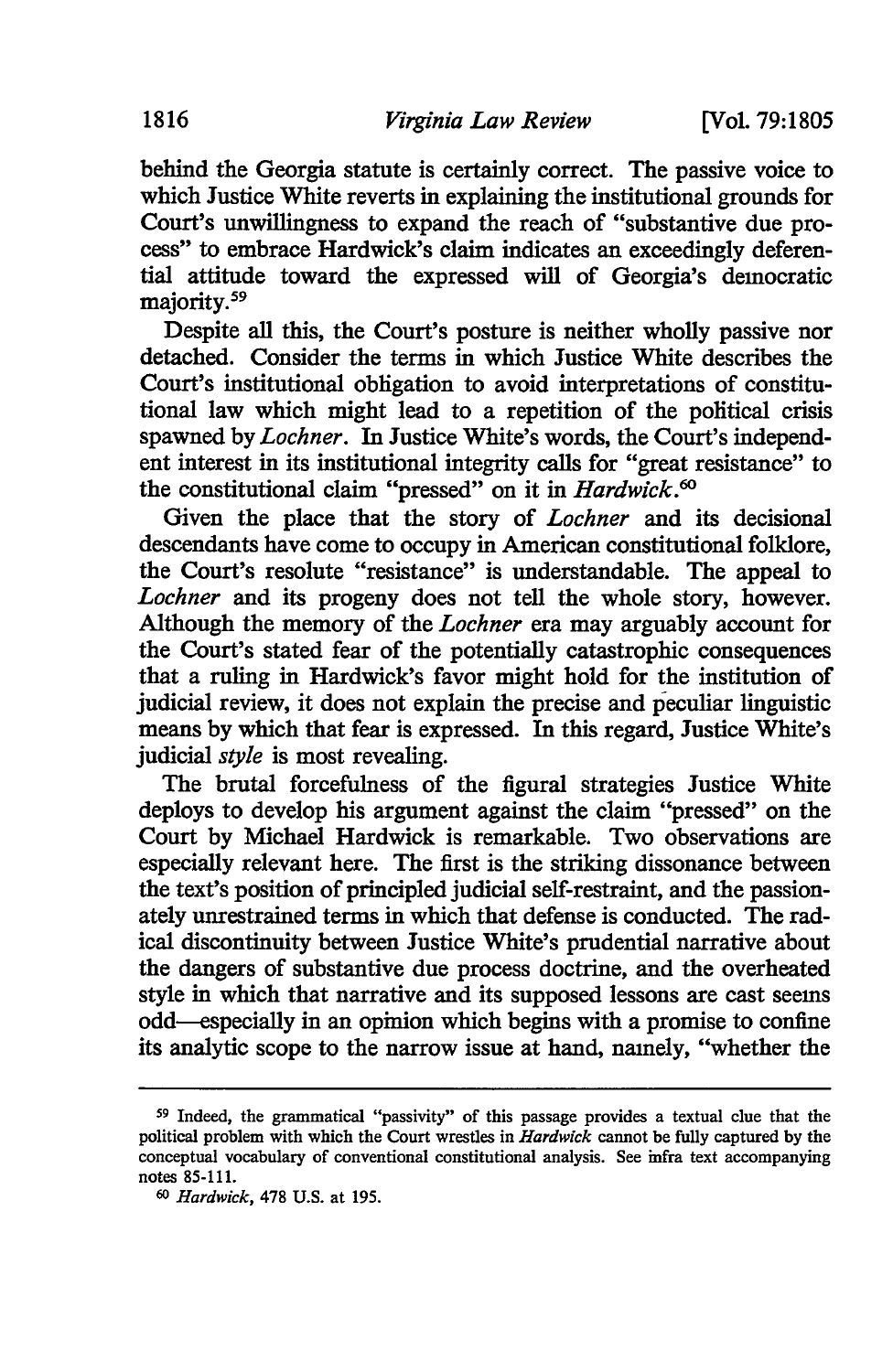behind the Georgia statute is certainly correct. The passive voice to which Justice White reverts in explaining the institutional grounds for Court's unwillingness to expand the reach of "substantive due process" to embrace Hardwick's claim indicates an exceedingly deferential attitude toward the expressed will of Georgia's democratic majority.[59]

Despite all this, the Court's posture is neither wholly passive nor detached. Consider the terms in which Justice White describes the Court's institutional obligation to avoid interpretations of constitutional law which might lead to a repetition of the political crisis spawned by *Lochner*. In Justice White's words, the Court's independent interest in its institutional integrity calls for "great resistance" to the constitutional claim "pressed" on it in *Hardwick*.[60]

Given the place that the story of *Lochner* and its decisional descendants have come to occupy in American constitutional folklore, the Court's resolute "resistance" is understandable. The appeal to *Lochner* and its progeny does not tell the whole story, however. Although the memory of the *Lochner* era may arguably account for the Court's stated fear of the potentially catastrophic consequences that a ruling in Hardwick's favor might hold for the institution of judicial review, it does not explain the precise and peculiar linguistic means by which that fear is expressed. In this regard, Justice White's judicial *style* is most revealing.

The brutal forcefulness of the figural strategies Justice White deploys to develop his argument against the claim "pressed" on the Court by Michael Hardwick is remarkable. Two observations are especially relevant here. The first is the striking dissonance between the text's position of principled judicial self-restraint, and the passionately unrestrained terms in which that defense is conducted. The radical discontinuity between Justice White's prudential narrative about the dangers of substantive due process doctrine, and the overheated style in which that narrative and its supposed lessons are cast seems odd—especially in an opinion which begins with a promise to confine its analytic scope to the narrow issue at hand, namely, "whether the

---

[59] Indeed, the grammatical "passivity" of this passage provides a textual clue that the political problem with which the Court wrestles in *Hardwick* cannot be fully captured by the conceptual vocabulary of conventional constitutional analysis. See infra text accompanying notes 85-111.

[60] *Hardwick*, 478 U.S. at 195.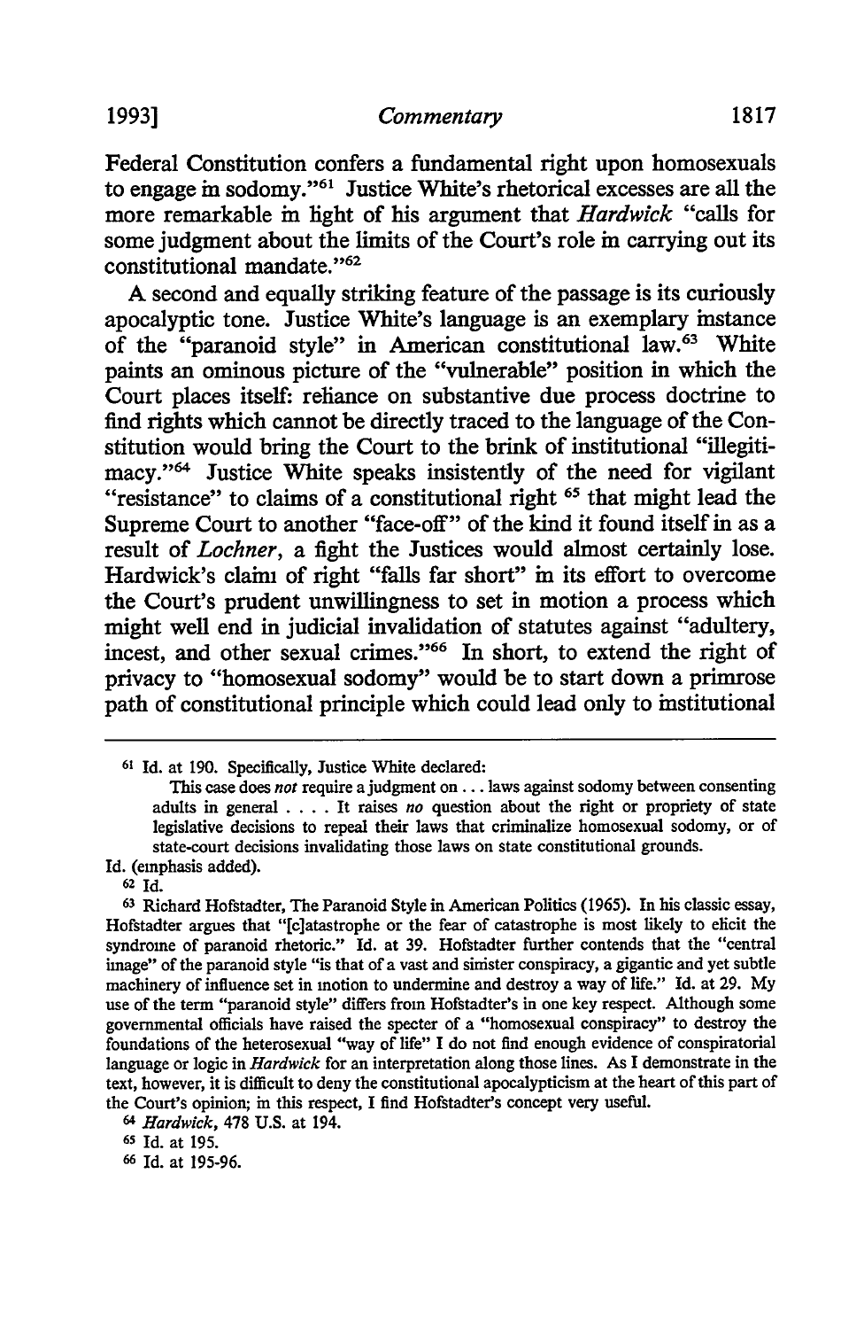Federal Constitution confers a fundamental right upon homosexuals to engage in sodomy."[61] Justice White's rhetorical excesses are all the more remarkable in light of his argument that *Hardwick* "calls for some judgment about the limits of the Court's role in carrying out its constitutional mandate."[62]

A second and equally striking feature of the passage is its curiously apocalyptic tone. Justice White's language is an exemplary instance of the "paranoid style" in American constitutional law.[63] White paints an ominous picture of the "vulnerable" position in which the Court places itself: reliance on substantive due process doctrine to find rights which cannot be directly traced to the language of the Constitution would bring the Court to the brink of institutional "illegitimacy."[64] Justice White speaks insistently of the need for vigilant "resistance" to claims of a constitutional right [65] that might lead the Supreme Court to another "face-off" of the kind it found itself in as a result of *Lochner*, a fight the Justices would almost certainly lose. Hardwick's claim of right "falls far short" in its effort to overcome the Court's prudent unwillingness to set in motion a process which might well end in judicial invalidation of statutes against "adultery, incest, and other sexual crimes."[66] In short, to extend the right of privacy to "homosexual sodomy" would be to start down a primrose path of constitutional principle which could lead only to institutional

---

[61] Id. at 190. Specifically, Justice White declared:

> This case does *not* require a judgment on . . . laws against sodomy between consenting adults in general . . . . It raises *no* question about the right or propriety of state legislative decisions to repeal their laws that criminalize homosexual sodomy, or of state-court decisions invalidating those laws on state constitutional grounds.

Id. (emphasis added).

[62] Id.

[63] Richard Hofstadter, The Paranoid Style in American Politics (1965). In his classic essay, Hofstadter argues that "[c]atastrophe or the fear of catastrophe is most likely to elicit the syndrome of paranoid rhetoric." Id. at 39. Hofstadter further contends that the "central image" of the paranoid style "is that of a vast and sinister conspiracy, a gigantic and yet subtle machinery of influence set in motion to undermine and destroy a way of life." Id. at 29. My use of the term "paranoid style" differs from Hofstadter's in one key respect. Although some governmental officials have raised the specter of a "homosexual conspiracy" to destroy the foundations of the heterosexual "way of life" I do not find enough evidence of conspiratorial language or logic in *Hardwick* for an interpretation along those lines. As I demonstrate in the text, however, it is difficult to deny the constitutional apocalypticism at the heart of this part of the Court's opinion; in this respect, I find Hofstadter's concept very useful.

[64] *Hardwick*, 478 U.S. at 194.

[65] Id. at 195.

[66] Id. at 195-96.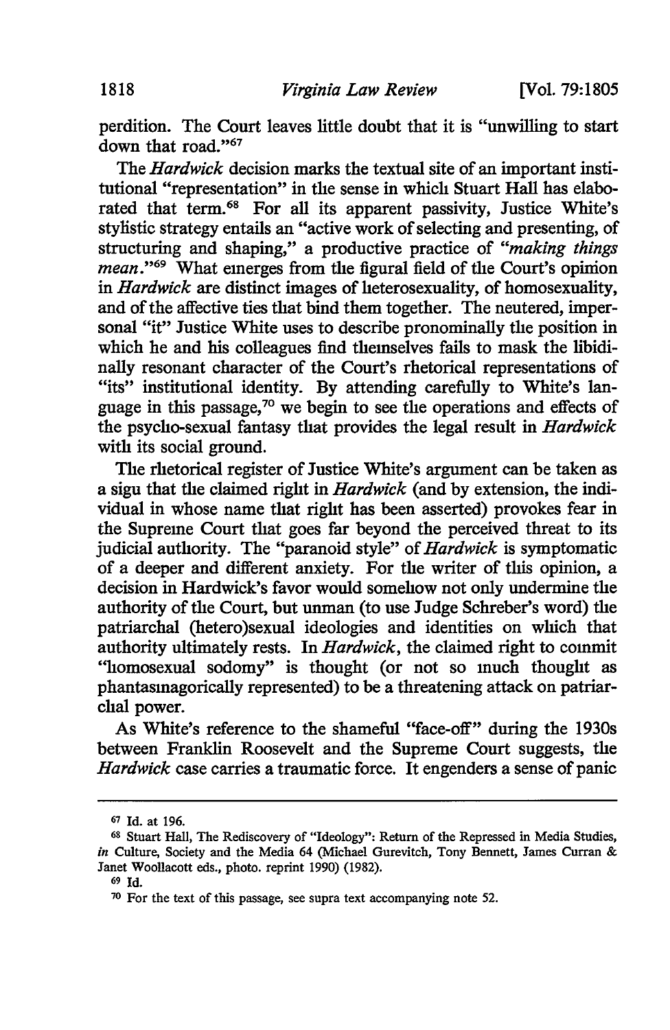perdition. The Court leaves little doubt that it is "unwilling to start down that road."[67]

The *Hardwick* decision marks the textual site of an important institutional "representation" in the sense in which Stuart Hall has elaborated that term.[68] For all its apparent passivity, Justice White's stylistic strategy entails an "active work of selecting and presenting, of structuring and shaping," a productive practice of *"making things mean."*[69] What emerges from the figural field of the Court's opinion in *Hardwick* are distinct images of heterosexuality, of homosexuality, and of the affective ties that bind them together. The neutered, impersonal "it" Justice White uses to describe pronominally the position in which he and his colleagues find themselves fails to mask the libidinally resonant character of the Court's rhetorical representations of "its" institutional identity. By attending carefully to White's language in this passage,[70] we begin to see the operations and effects of the psycho-sexual fantasy that provides the legal result in *Hardwick* with its social ground.

The rhetorical register of Justice White's argument can be taken as a sign that the claimed right in *Hardwick* (and by extension, the individual in whose name that right has been asserted) provokes fear in the Supreme Court that goes far beyond the perceived threat to its judicial authority. The "paranoid style" of *Hardwick* is symptomatic of a deeper and different anxiety. For the writer of this opinion, a decision in Hardwick's favor would somehow not only undermine the authority of the Court, but unman (to use Judge Schreber's word) the patriarchal (hetero)sexual ideologies and identities on which that authority ultimately rests. In *Hardwick*, the claimed right to commit "homosexual sodomy" is thought (or not so much thought as phantasmagorically represented) to be a threatening attack on patriarchal power.

As White's reference to the shameful "face-off" during the 1930s between Franklin Roosevelt and the Supreme Court suggests, the *Hardwick* case carries a traumatic force. It engenders a sense of panic

---

[67] Id. at 196.

[68] Stuart Hall, The Rediscovery of "Ideology": Return of the Repressed in Media Studies, *in* Culture, Society and the Media 64 (Michael Gurevitch, Tony Bennett, James Curran & Janet Woollacott eds., photo. reprint 1990) (1982).

[69] Id.

[70] For the text of this passage, see supra text accompanying note 52.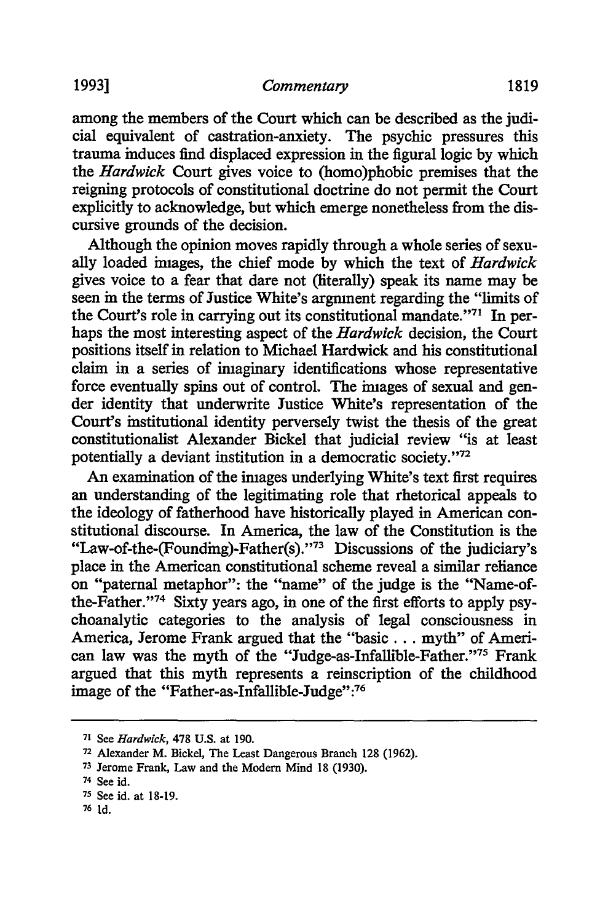among the members of the Court which can be described as the judicial equivalent of castration-anxiety. The psychic pressures this trauma induces find displaced expression in the figural logic by which the *Hardwick* Court gives voice to (homo)phobic premises that the reigning protocols of constitutional doctrine do not permit the Court explicitly to acknowledge, but which emerge nonetheless from the discursive grounds of the decision.

Although the opinion moves rapidly through a whole series of sexually loaded images, the chief mode by which the text of *Hardwick* gives voice to a fear that dare not (literally) speak its name may be seen in the terms of Justice White's argument regarding the "limits of the Court's role in carrying out its constitutional mandate."[71] In perhaps the most interesting aspect of the *Hardwick* decision, the Court positions itself in relation to Michael Hardwick and his constitutional claim in a series of imaginary identifications whose representative force eventually spins out of control. The images of sexual and gender identity that underwrite Justice White's representation of the Court's institutional identity perversely twist the thesis of the great constitutionalist Alexander Bickel that judicial review "is at least potentially a deviant institution in a democratic society."[72]

An examination of the images underlying White's text first requires an understanding of the legitimating role that rhetorical appeals to the ideology of fatherhood have historically played in American constitutional discourse. In America, the law of the Constitution is the "Law-of-the-(Founding)-Father(s)."[73] Discussions of the judiciary's place in the American constitutional scheme reveal a similar reliance on "paternal metaphor": the "name" of the judge is the "Name-of-the-Father."[74] Sixty years ago, in one of the first efforts to apply psychoanalytic categories to the analysis of legal consciousness in America, Jerome Frank argued that the "basic . . . myth" of American law was the myth of the "Judge-as-Infallible-Father."[75] Frank argued that this myth represents a reinscription of the childhood image of the "Father-as-Infallible-Judge":[76]

---

71 See *Hardwick*, 478 U.S. at 190.

72 Alexander M. Bickel, The Least Dangerous Branch 128 (1962).

73 Jerome Frank, Law and the Modern Mind 18 (1930).

74 See id.

75 See id. at 18-19.

76 Id.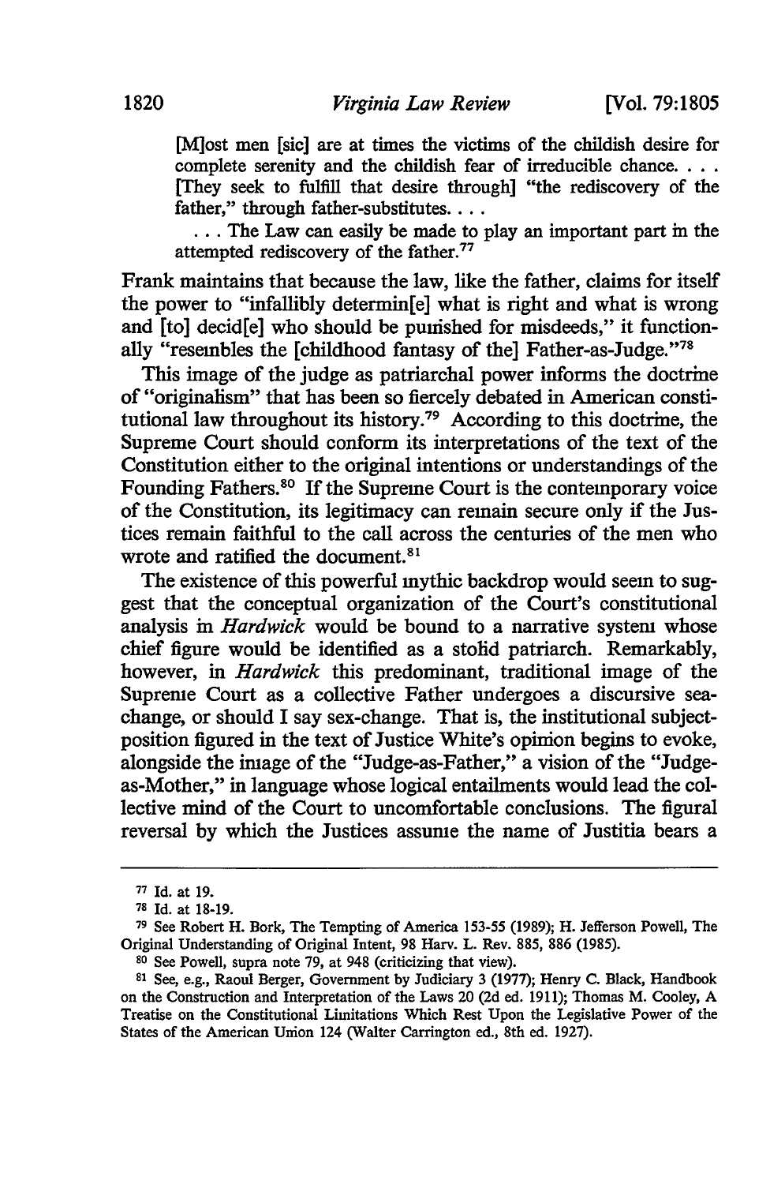> [M]ost men [sic] are at times the victims of the childish desire for complete serenity and the childish fear of irreducible chance. . . . [They seek to fulfill that desire through] "the rediscovery of the father," through father-substitutes. . . .
>
> . . . The Law can easily be made to play an important part in the attempted rediscovery of the father.[77]

Frank maintains that because the law, like the father, claims for itself the power to "infallibly determin[e] what is right and what is wrong and [to] decid[e] who should be punished for misdeeds," it functionally "resembles the [childhood fantasy of the] Father-as-Judge."[78]

This image of the judge as patriarchal power informs the doctrine of "originalism" that has been so fiercely debated in American constitutional law throughout its history.[79] According to this doctrine, the Supreme Court should conform its interpretations of the text of the Constitution either to the original intentions or understandings of the Founding Fathers.[80] If the Supreme Court is the contemporary voice of the Constitution, its legitimacy can remain secure only if the Justices remain faithful to the call across the centuries of the men who wrote and ratified the document.[81]

The existence of this powerful mythic backdrop would seem to suggest that the conceptual organization of the Court's constitutional analysis in *Hardwick* would be bound to a narrative system whose chief figure would be identified as a stolid patriarch. Remarkably, however, in *Hardwick* this predominant, traditional image of the Supreme Court as a collective Father undergoes a discursive sea-change, or should I say sex-change. That is, the institutional subject-position figured in the text of Justice White's opinion begins to evoke, alongside the image of the "Judge-as-Father," a vision of the "Judge-as-Mother," in language whose logical entailments would lead the collective mind of the Court to uncomfortable conclusions. The figural reversal by which the Justices assume the name of Justitia bears a

---

[77] Id. at 19.

[78] Id. at 18-19.

[79] See Robert H. Bork, The Tempting of America 153-55 (1989); H. Jefferson Powell, The Original Understanding of Original Intent, 98 Harv. L. Rev. 885, 886 (1985).

[80] See Powell, supra note 79, at 948 (criticizing that view).

[81] See, e.g., Raoul Berger, Government by Judiciary 3 (1977); Henry C. Black, Handbook on the Construction and Interpretation of the Laws 20 (2d ed. 1911); Thomas M. Cooley, A Treatise on the Constitutional Limitations Which Rest Upon the Legislative Power of the States of the American Union 124 (Walter Carrington ed., 8th ed. 1927).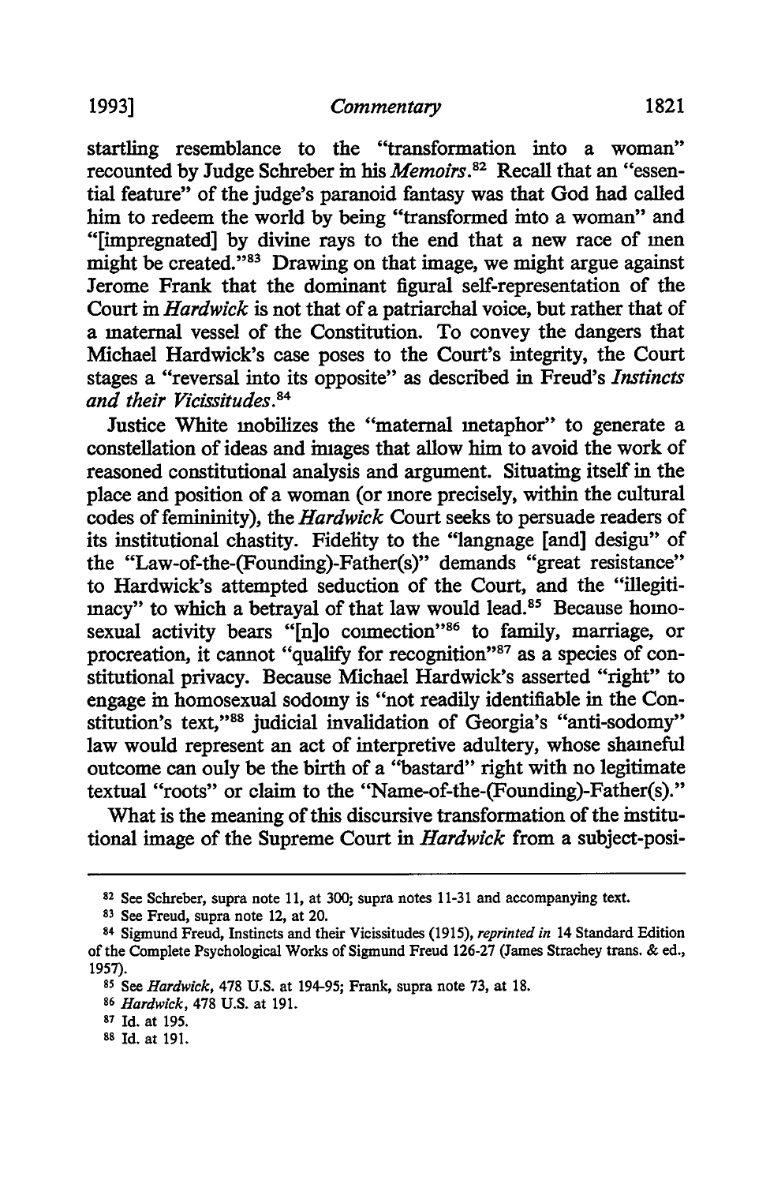startling resemblance to the "transformation into a woman" recounted by Judge Schreber in his *Memoirs*.[82] Recall that an "essential feature" of the judge's paranoid fantasy was that God had called him to redeem the world by being "transformed into a woman" and "[impregnated] by divine rays to the end that a new race of men might be created."[83] Drawing on that image, we might argue against Jerome Frank that the dominant figural self-representation of the Court in *Hardwick* is not that of a patriarchal voice, but rather that of a maternal vessel of the Constitution. To convey the dangers that Michael Hardwick's case poses to the Court's integrity, the Court stages a "reversal into its opposite" as described in Freud's *Instincts and their Vicissitudes*.[84]

Justice White mobilizes the "maternal metaphor" to generate a constellation of ideas and images that allow him to avoid the work of reasoned constitutional analysis and argument. Situating itself in the place and position of a woman (or more precisely, within the cultural codes of femininity), the *Hardwick* Court seeks to persuade readers of its institutional chastity. Fidelity to the "language [and] design" of the "Law-of-the-(Founding)-Father(s)" demands "great resistance" to Hardwick's attempted seduction of the Court, and the "illegitimacy" to which a betrayal of that law would lead.[85] Because homosexual activity bears "[n]o connection"[86] to family, marriage, or procreation, it cannot "qualify for recognition"[87] as a species of constitutional privacy. Because Michael Hardwick's asserted "right" to engage in homosexual sodomy is "not readily identifiable in the Constitution's text,"[88] judicial invalidation of Georgia's "anti-sodomy" law would represent an act of interpretive adultery, whose shameful outcome can only be the birth of a "bastard" right with no legitimate textual "roots" or claim to the "Name-of-the-(Founding)-Father(s)."

What is the meaning of this discursive transformation of the institutional image of the Supreme Court in *Hardwick* from a subject-posi-

---

[82] See Schreber, supra note 11, at 300; supra notes 11-31 and accompanying text.

[83] See Freud, supra note 12, at 20.

[84] Sigmund Freud, Instincts and their Vicissitudes (1915), *reprinted in* 14 Standard Edition of the Complete Psychological Works of Sigmund Freud 126-27 (James Strachey trans. & ed., 1957).

[85] See *Hardwick*, 478 U.S. at 194-95; Frank, supra note 73, at 18.

[86] *Hardwick*, 478 U.S. at 191.

[87] Id. at 195.

[88] Id. at 191.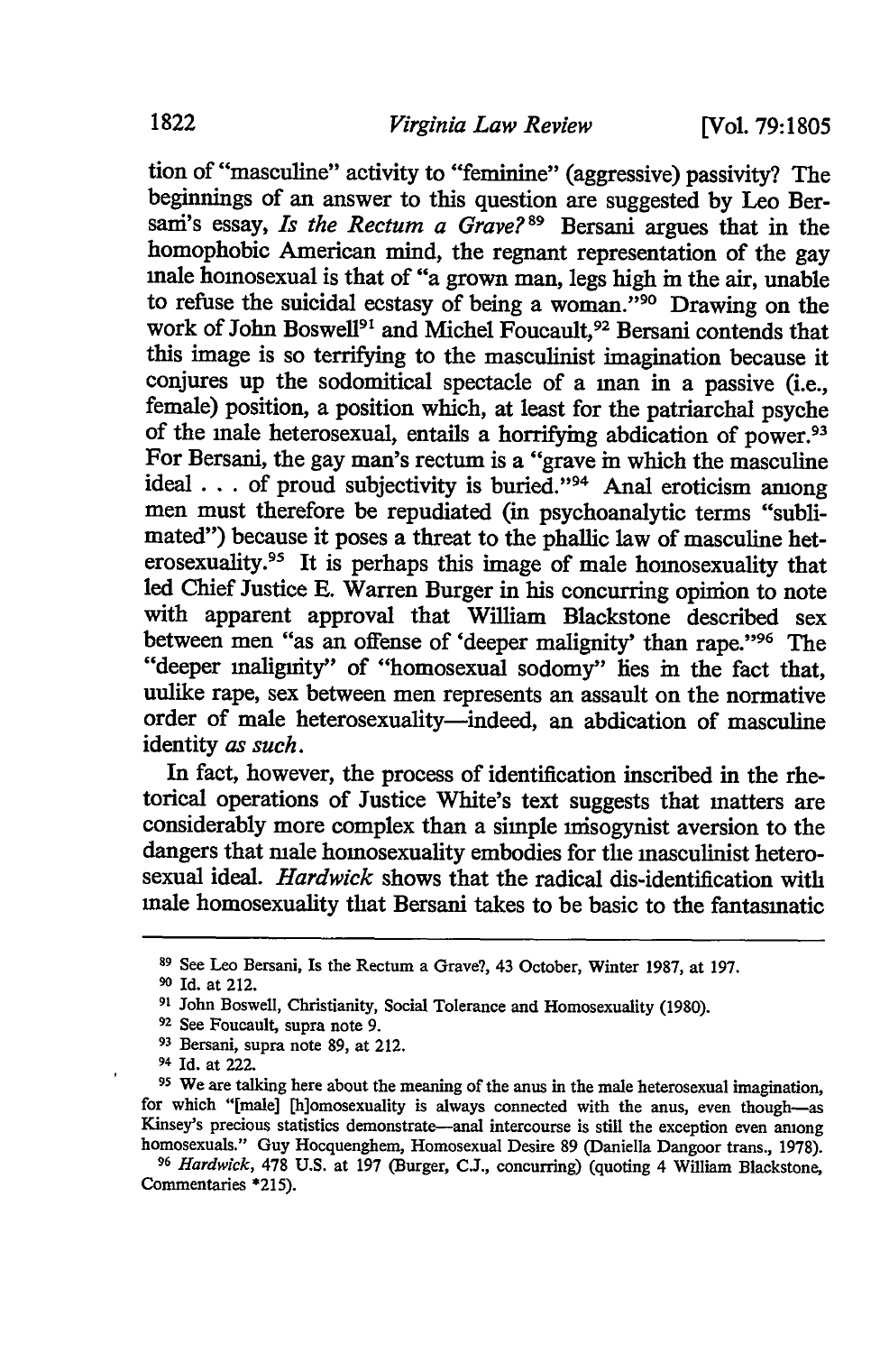tion of "masculine" activity to "feminine" (aggressive) passivity? The beginnings of an answer to this question are suggested by Leo Bersani's essay, *Is the Rectum a Grave?*[89] Bersani argues that in the homophobic American mind, the regnant representation of the gay male homosexual is that of "a grown man, legs high in the air, unable to refuse the suicidal ecstasy of being a woman."[90] Drawing on the work of John Boswell[91] and Michel Foucault,[92] Bersani contends that this image is so terrifying to the masculinist imagination because it conjures up the sodomitical spectacle of a man in a passive (i.e., female) position, a position which, at least for the patriarchal psyche of the male heterosexual, entails a horrifying abdication of power.[93] For Bersani, the gay man's rectum is a "grave in which the masculine ideal . . . of proud subjectivity is buried."[94] Anal eroticism among men must therefore be repudiated (in psychoanalytic terms "sublimated") because it poses a threat to the phallic law of masculine heterosexuality.[95] It is perhaps this image of male homosexuality that led Chief Justice E. Warren Burger in his concurring opinion to note with apparent approval that William Blackstone described sex between men "as an offense of 'deeper malignity' than rape."[96] The "deeper malignity" of "homosexual sodomy" lies in the fact that, unlike rape, sex between men represents an assault on the normative order of male heterosexuality—indeed, an abdication of masculine identity *as such*.

In fact, however, the process of identification inscribed in the rhetorical operations of Justice White's text suggests that matters are considerably more complex than a simple misogynist aversion to the dangers that male homosexuality embodies for the masculinist heterosexual ideal. *Hardwick* shows that the radical dis-identification with male homosexuality that Bersani takes to be basic to the fantasmatic

---

[89] See Leo Bersani, Is the Rectum a Grave?, 43 October, Winter 1987, at 197.

[90] Id. at 212.

[91] John Boswell, Christianity, Social Tolerance and Homosexuality (1980).

[92] See Foucault, supra note 9.

[93] Bersani, supra note 89, at 212.

[94] Id. at 222.

[95] We are talking here about the meaning of the anus in the male heterosexual imagination, for which "[male] [h]omosexuality is always connected with the anus, even though—as Kinsey's precious statistics demonstrate—anal intercourse is still the exception even among homosexuals." Guy Hocquenghem, Homosexual Desire 89 (Daniella Dangoor trans., 1978).

[96] *Hardwick*, 478 U.S. at 197 (Burger, C.J., concurring) (quoting 4 William Blackstone, Commentaries *215).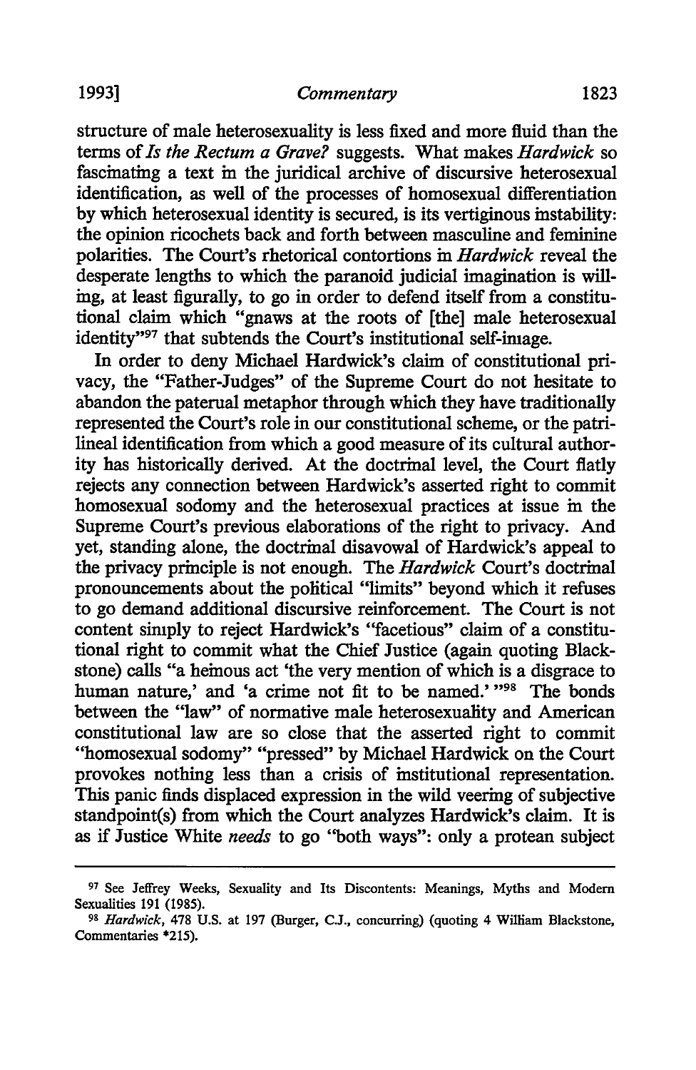structure of male heterosexuality is less fixed and more fluid than the terms of *Is the Rectum a Grave?* suggests. What makes *Hardwick* so fascinating a text in the juridical archive of discursive heterosexual identification, as well of the processes of homosexual differentiation by which heterosexual identity is secured, is its vertiginous instability: the opinion ricochets back and forth between masculine and feminine polarities. The Court's rhetorical contortions in *Hardwick* reveal the desperate lengths to which the paranoid judicial imagination is willing, at least figurally, to go in order to defend itself from a constitutional claim which "gnaws at the roots of [the] male heterosexual identity"[97] that subtends the Court's institutional self-image.

In order to deny Michael Hardwick's claim of constitutional privacy, the "Father-Judges" of the Supreme Court do not hesitate to abandon the paterual metaphor through which they have traditionally represented the Court's role in our constitutional scheme, or the patrilineal identification from which a good measure of its cultural authority has historically derived. At the doctrinal level, the Court flatly rejects any connection between Hardwick's asserted right to commit homosexual sodomy and the heterosexual practices at issue in the Supreme Court's previous elaborations of the right to privacy. And yet, standing alone, the doctrinal disavowal of Hardwick's appeal to the privacy principle is not enough. The *Hardwick* Court's doctrinal pronouncements about the political "limits" beyond which it refuses to go demand additional discursive reinforcement. The Court is not content simply to reject Hardwick's "facetious" claim of a constitutional right to commit what the Chief Justice (again quoting Blackstone) calls "a heinous act 'the very mention of which is a disgrace to human nature,' and 'a crime not fit to be named.'"[98] The bonds between the "law" of normative male heterosexuality and American constitutional law are so close that the asserted right to commit "homosexual sodomy" "pressed" by Michael Hardwick on the Court provokes nothing less than a crisis of institutional representation. This panic finds displaced expression in the wild veering of subjective standpoint(s) from which the Court analyzes Hardwick's claim. It is as if Justice White *needs* to go "both ways": only a protean subject

---

[97] See Jeffrey Weeks, Sexuality and Its Discontents: Meanings, Myths and Modern Sexualities 191 (1985).

[98] *Hardwick*, 478 U.S. at 197 (Burger, C.J., concurring) (quoting 4 William Blackstone, Commentaries *215).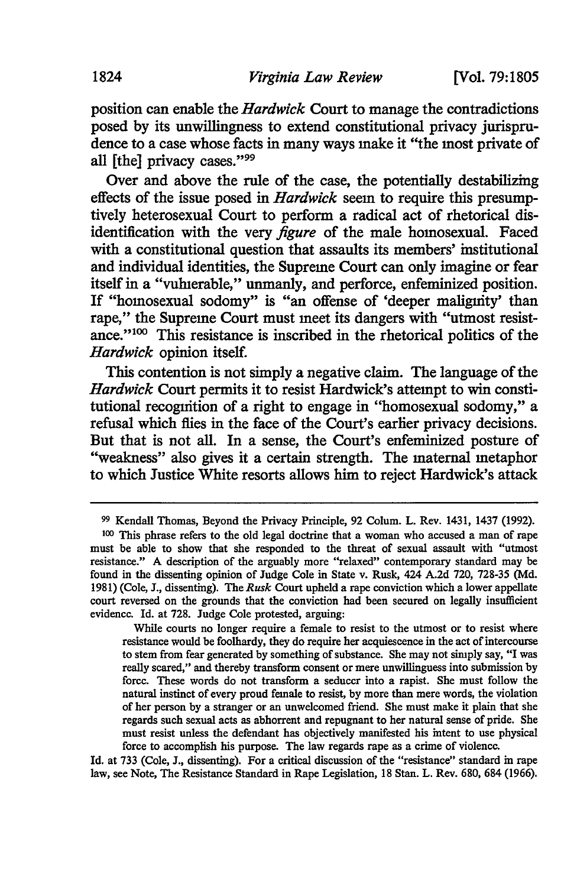position can enable the *Hardwick* Court to manage the contradictions posed by its unwillingness to extend constitutional privacy jurisprudence to a case whose facts in many ways make it "the most private of all [the] privacy cases."[99]

Over and above the rule of the case, the potentially destabilizing effects of the issue posed in *Hardwick* seem to require this presumptively heterosexual Court to perform a radical act of rhetorical disidentification with the very *figure* of the male homosexual. Faced with a constitutional question that assaults its members' institutional and individual identities, the Supreme Court can only imagine or fear itself in a "vulnerable," unmanly, and perforce, enfeminized position. If "homosexual sodomy" is "an offense of 'deeper malignity' than rape," the Supreme Court must meet its dangers with "utmost resistance."[100] This resistance is inscribed in the rhetorical politics of the *Hardwick* opinion itself.

This contention is not simply a negative claim. The language of the *Hardwick* Court permits it to resist Hardwick's attempt to win constitutional recognition of a right to engage in "homosexual sodomy," a refusal which flies in the face of the Court's earlier privacy decisions. But that is not all. In a sense, the Court's enfeminized posture of "weakness" also gives it a certain strength. The maternal metaphor to which Justice White resorts allows him to reject Hardwick's attack

---

[99] Kendall Thomas, Beyond the Privacy Principle, 92 Colum. L. Rev. 1431, 1437 (1992).

[100] This phrase refers to the old legal doctrine that a woman who accused a man of rape must be able to show that she responded to the threat of sexual assault with "utmost resistance." A description of the arguably more "relaxed" contemporary standard may be found in the dissenting opinion of Judge Cole in State v. Rusk, 424 A.2d 720, 728-35 (Md. 1981) (Cole, J., dissenting). The *Rusk* Court upheld a rape conviction which a lower appellate court reversed on the grounds that the conviction had been secured on legally insufficient evidence. Id. at 728. Judge Cole protested, arguing:

> While courts no longer require a female to resist to the utmost or to resist where resistance would be foolhardy, they do require her acquiescence in the act of intercourse to stem from fear generated by something of substance. She may not simply say, "I was really scared," and thereby transform consent or mere unwillinguess into submission by force. These words do not transform a seducer into a rapist. She must follow the natural instinct of every proud female to resist, by more than mere words, the violation of her person by a stranger or an unwelcomed friend. She must make it plain that she regards such sexual acts as abhorrent and repugnant to her natural sense of pride. She must resist unless the defendant has objectively manifested his intent to use physical force to accomplish his purpose. The law regards rape as a crime of violence.

Id. at 733 (Cole, J., dissenting). For a critical discussion of the "resistance" standard in rape law, see Note, The Resistance Standard in Rape Legislation, 18 Stan. L. Rev. 680, 684 (1966).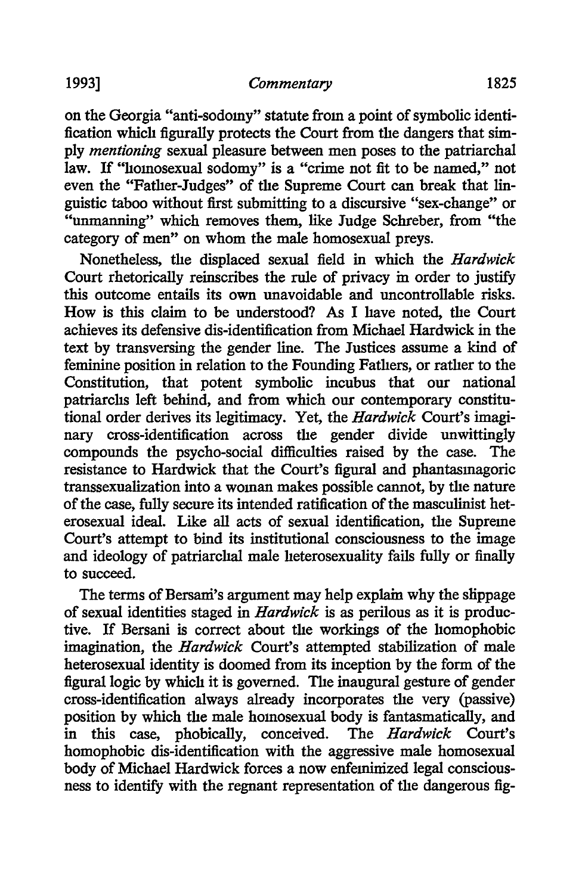on the Georgia "anti-sodomy" statute from a point of symbolic identification which figurally protects the Court from the dangers that simply *mentioning* sexual pleasure between men poses to the patriarchal law. If "homosexual sodomy" is a "crime not fit to be named," not even the "Father-Judges" of the Supreme Court can break that linguistic taboo without first submitting to a discursive "sex-change" or "unmanning" which removes them, like Judge Schreber, from "the category of men" on whom the male homosexual preys.

Nonetheless, the displaced sexual field in which the *Hardwick* Court rhetorically reinscribes the rule of privacy in order to justify this outcome entails its own unavoidable and uncontrollable risks. How is this claim to be understood? As I have noted, the Court achieves its defensive dis-identification from Michael Hardwick in the text by transversing the gender line. The Justices assume a kind of feminine position in relation to the Founding Fathers, or rather to the Constitution, that potent symbolic incubus that our national patriarchs left behind, and from which our contemporary constitutional order derives its legitimacy. Yet, the *Hardwick* Court's imaginary cross-identification across the gender divide unwittingly compounds the psycho-social difficulties raised by the case. The resistance to Hardwick that the Court's figural and phantasmagoric transsexualization into a woman makes possible cannot, by the nature of the case, fully secure its intended ratification of the masculinist heterosexual ideal. Like all acts of sexual identification, the Supreme Court's attempt to bind its institutional consciousness to the image and ideology of patriarchal male heterosexuality fails fully or finally to succeed.

The terms of Bersani's argument may help explain why the slippage of sexual identities staged in *Hardwick* is as perilous as it is productive. If Bersani is correct about the workings of the homophobic imagination, the *Hardwick* Court's attempted stabilization of male heterosexual identity is doomed from its inception by the form of the figural logic by which it is governed. The inaugural gesture of gender cross-identification always already incorporates the very (passive) position by which the male homosexual body is fantasmatically, and in this case, phobically, conceived. The *Hardwick* Court's homophobic dis-identification with the aggressive male homosexual body of Michael Hardwick forces a now enfeminized legal consciousness to identify with the regnant representation of the dangerous fig-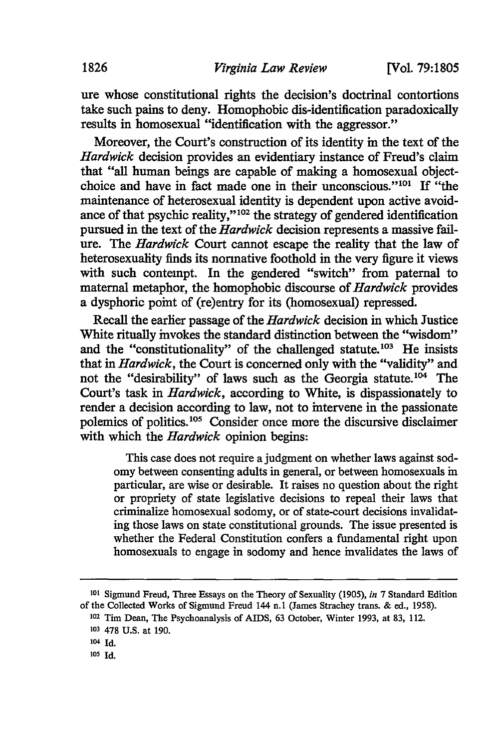ure whose constitutional rights the decision's doctrinal contortions take such pains to deny. Homophobic dis-identification paradoxically results in homosexual "identification with the aggressor."

Moreover, the Court's construction of its identity in the text of the *Hardwick* decision provides an evidentiary instance of Freud's claim that "all human beings are capable of making a homosexual object-choice and have in fact made one in their unconscious."[101] If "the maintenance of heterosexual identity is dependent upon active avoidance of that psychic reality,"[102] the strategy of gendered identification pursued in the text of the *Hardwick* decision represents a massive failure. The *Hardwick* Court cannot escape the reality that the law of heterosexuality finds its normative foothold in the very figure it views with such contempt. In the gendered "switch" from paternal to maternal metaphor, the homophobic discourse of *Hardwick* provides a dysphoric point of (re)entry for its (homosexual) repressed.

Recall the earlier passage of the *Hardwick* decision in which Justice White ritually invokes the standard distinction between the "wisdom" and the "constitutionality" of the challenged statute.[103] He insists that in *Hardwick*, the Court is concerned only with the "validity" and not the "desirability" of laws such as the Georgia statute.[104] The Court's task in *Hardwick*, according to White, is dispassionately to render a decision according to law, not to intervene in the passionate polemics of politics.[105] Consider once more the discursive disclaimer with which the *Hardwick* opinion begins:

> This case does not require a judgment on whether laws against sodomy between consenting adults in general, or between homosexuals in particular, are wise or desirable. It raises no question about the right or propriety of state legislative decisions to repeal their laws that criminalize homosexual sodomy, or of state-court decisions invalidating those laws on state constitutional grounds. The issue presented is whether the Federal Constitution confers a fundamental right upon homosexuals to engage in sodomy and hence invalidates the laws of

---

[101] Sigmund Freud, Three Essays on the Theory of Sexuality (1905), *in* 7 Standard Edition of the Collected Works of Sigmund Freud 144 n.1 (James Strachey trans. & ed., 1958).

[102] Tim Dean, The Psychoanalysis of AIDS, 63 October, Winter 1993, at 83, 112.

[103] 478 U.S. at 190.

[104] Id.

[105] Id.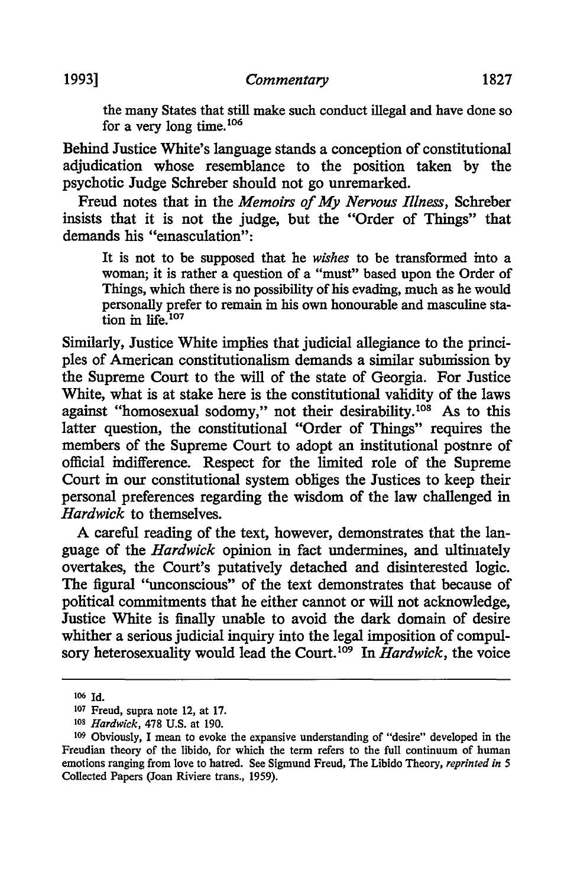the many States that still make such conduct illegal and have done so for a very long time.[106]

Behind Justice White's language stands a conception of constitutional adjudication whose resemblance to the position taken by the psychotic Judge Schreber should not go unremarked.

Freud notes that in the *Memoirs of My Nervous Illness*, Schreber insists that it is not the judge, but the "Order of Things" that demands his "emasculation":

> It is not to be supposed that he *wishes* to be transformed into a woman; it is rather a question of a "must" based upon the Order of Things, which there is no possibility of his evading, much as he would personally prefer to remain in his own honourable and masculine station in life.[107]

Similarly, Justice White implies that judicial allegiance to the principles of American constitutionalism demands a similar submission by the Supreme Court to the will of the state of Georgia. For Justice White, what is at stake here is the constitutional validity of the laws against "homosexual sodomy," not their desirability.[108] As to this latter question, the constitutional "Order of Things" requires the members of the Supreme Court to adopt an institutional postnre of official indifference. Respect for the limited role of the Supreme Court in our constitutional system obliges the Justices to keep their personal preferences regarding the wisdom of the law challenged in *Hardwick* to themselves.

A careful reading of the text, however, demonstrates that the language of the *Hardwick* opinion in fact undermines, and ultimately overtakes, the Court's putatively detached and disinterested logic. The figural "unconscious" of the text demonstrates that because of political commitments that he either cannot or will not acknowledge, Justice White is finally unable to avoid the dark domain of desire whither a serious judicial inquiry into the legal imposition of compulsory heterosexuality would lead the Court.[109] In *Hardwick*, the voice

---

[106] Id.

[107] Freud, supra note 12, at 17.

[108] *Hardwick*, 478 U.S. at 190.

[109] Obviously, I mean to evoke the expansive understanding of "desire" developed in the Freudian theory of the libido, for which the term refers to the full continuum of human emotions ranging from love to hatred. See Sigmund Freud, The Libido Theory, *reprinted in* 5 Collected Papers (Joan Riviere trans., 1959).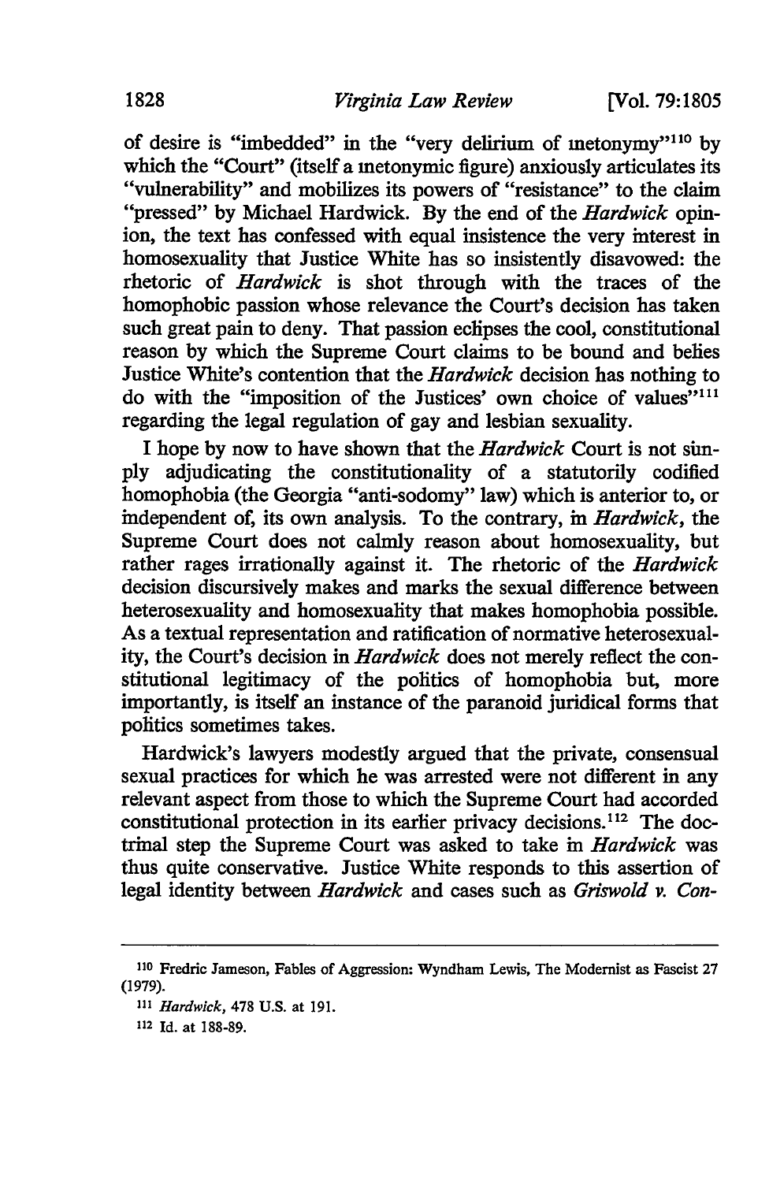of desire is "imbedded" in the "very delirium of metonymy"[110] by which the "Court" (itself a metonymic figure) anxiously articulates its "vulnerability" and mobilizes its powers of "resistance" to the claim "pressed" by Michael Hardwick. By the end of the *Hardwick* opinion, the text has confessed with equal insistence the very interest in homosexuality that Justice White has so insistently disavowed: the rhetoric of *Hardwick* is shot through with the traces of the homophobic passion whose relevance the Court's decision has taken such great pain to deny. That passion eclipses the cool, constitutional reason by which the Supreme Court claims to be bound and belies Justice White's contention that the *Hardwick* decision has nothing to do with the "imposition of the Justices' own choice of values"[111] regarding the legal regulation of gay and lesbian sexuality.

I hope by now to have shown that the *Hardwick* Court is not simply adjudicating the constitutionality of a statutorily codified homophobia (the Georgia "anti-sodomy" law) which is anterior to, or independent of, its own analysis. To the contrary, in *Hardwick*, the Supreme Court does not calmly reason about homosexuality, but rather rages irrationally against it. The rhetoric of the *Hardwick* decision discursively makes and marks the sexual difference between heterosexuality and homosexuality that makes homophobia possible. As a textual representation and ratification of normative heterosexuality, the Court's decision in *Hardwick* does not merely reflect the constitutional legitimacy of the politics of homophobia but, more importantly, is itself an instance of the paranoid juridical forms that politics sometimes takes.

Hardwick's lawyers modestly argued that the private, consensual sexual practices for which he was arrested were not different in any relevant aspect from those to which the Supreme Court had accorded constitutional protection in its earlier privacy decisions.[112] The doctrinal step the Supreme Court was asked to take in *Hardwick* was thus quite conservative. Justice White responds to this assertion of legal identity between *Hardwick* and cases such as *Griswold v. Con-*

---

[110] Fredric Jameson, Fables of Aggression: Wyndham Lewis, The Modernist as Fascist 27 (1979).

[111] *Hardwick*, 478 U.S. at 191.

[112] Id. at 188-89.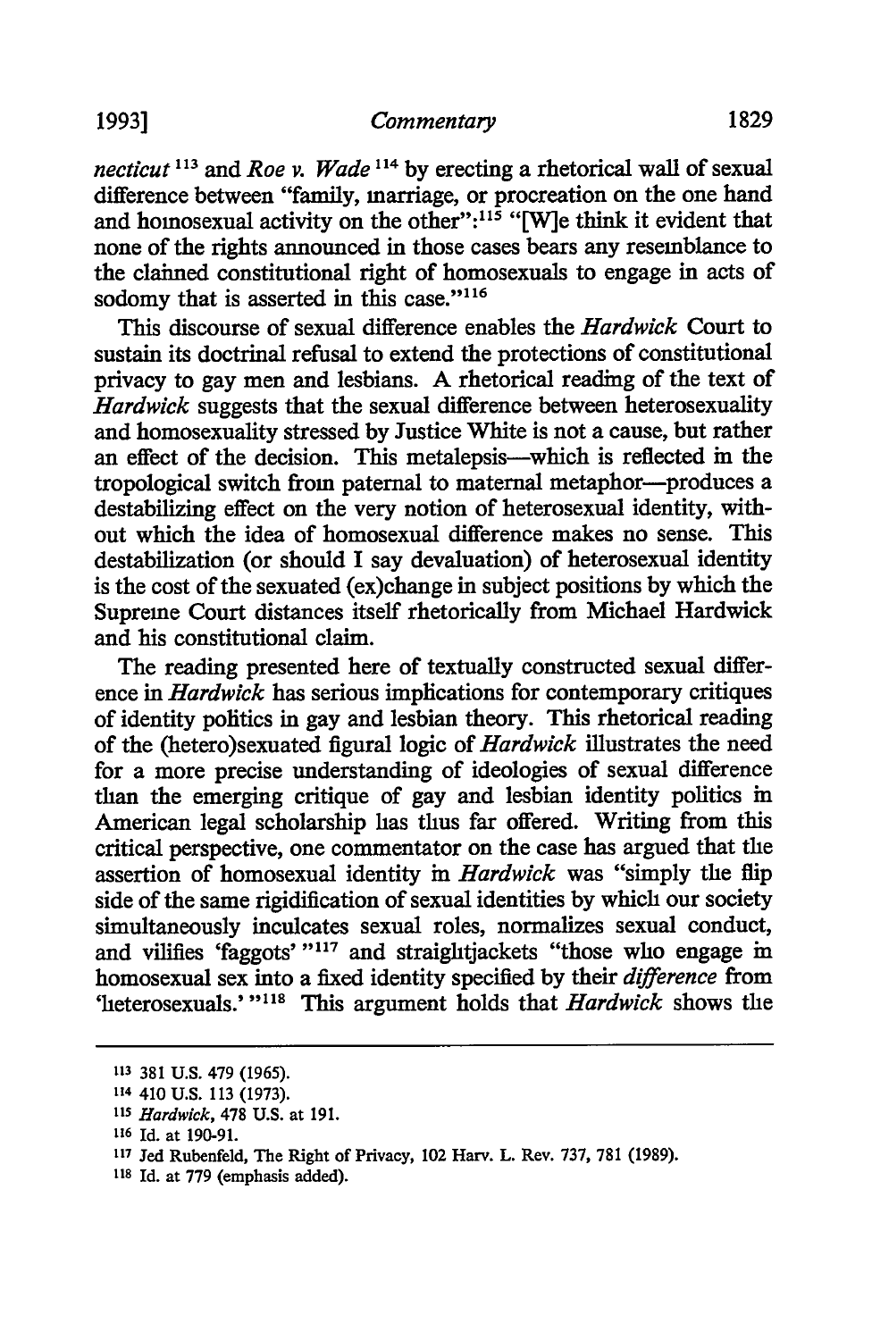*necticut*[113] and *Roe v. Wade*[114] by erecting a rhetorical wall of sexual difference between "family, marriage, or procreation on the one hand and homosexual activity on the other":[115] "[W]e think it evident that none of the rights announced in those cases bears any resemblance to the claimed constitutional right of homosexuals to engage in acts of sodomy that is asserted in this case."[116]

This discourse of sexual difference enables the *Hardwick* Court to sustain its doctrinal refusal to extend the protections of constitutional privacy to gay men and lesbians. A rhetorical reading of the text of *Hardwick* suggests that the sexual difference between heterosexuality and homosexuality stressed by Justice White is not a cause, but rather an effect of the decision. This metalepsis—which is reflected in the tropological switch from paternal to maternal metaphor—produces a destabilizing effect on the very notion of heterosexual identity, without which the idea of homosexual difference makes no sense. This destabilization (or should I say devaluation) of heterosexual identity is the cost of the sexuated (ex)change in subject positions by which the Supreme Court distances itself rhetorically from Michael Hardwick and his constitutional claim.

The reading presented here of textually constructed sexual difference in *Hardwick* has serious implications for contemporary critiques of identity politics in gay and lesbian theory. This rhetorical reading of the (hetero)sexuated figural logic of *Hardwick* illustrates the need for a more precise understanding of ideologies of sexual difference than the emerging critique of gay and lesbian identity politics in American legal scholarship has thus far offered. Writing from this critical perspective, one commentator on the case has argued that the assertion of homosexual identity in *Hardwick* was "simply the flip side of the same rigidification of sexual identities by which our society simultaneously inculcates sexual roles, normalizes sexual conduct, and vilifies 'faggots' "[117] and straightjackets "those who engage in homosexual sex into a fixed identity specified by their *difference* from 'heterosexuals.' "[118] This argument holds that *Hardwick* shows the

---

[113] 381 U.S. 479 (1965).

[114] 410 U.S. 113 (1973).

[115] *Hardwick*, 478 U.S. at 191.

[116] Id. at 190-91.

[117] Jed Rubenfeld, The Right of Privacy, 102 Harv. L. Rev. 737, 781 (1989).

[118] Id. at 779 (emphasis added).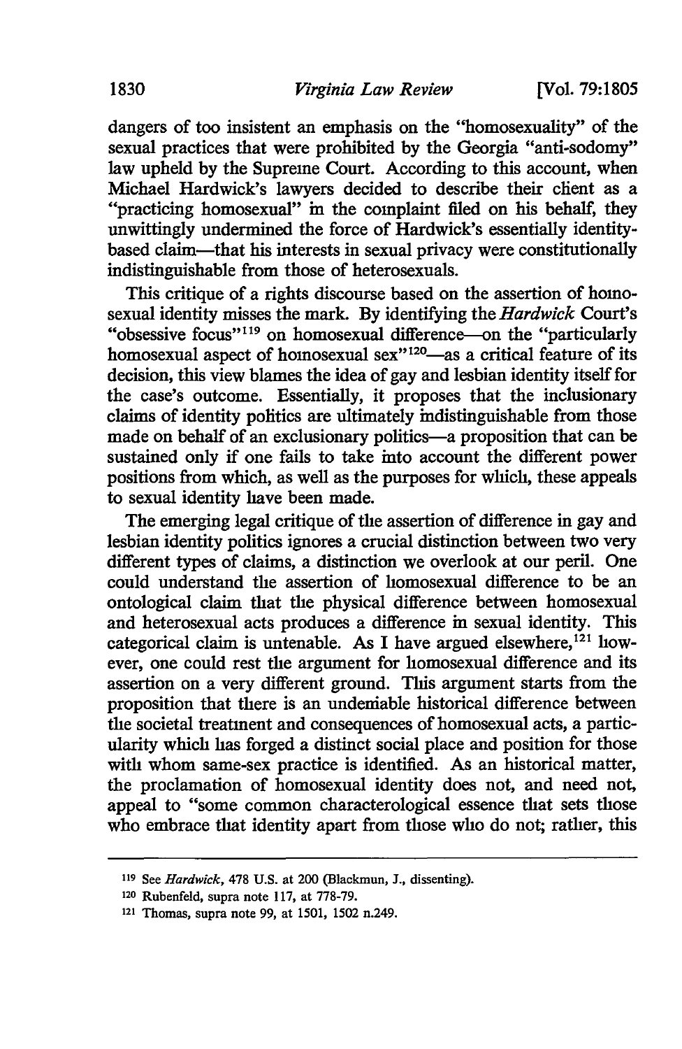dangers of too insistent an emphasis on the "homosexuality" of the sexual practices that were prohibited by the Georgia "anti-sodomy" law upheld by the Supreme Court. According to this account, when Michael Hardwick's lawyers decided to describe their client as a "practicing homosexual" in the complaint filed on his behalf, they unwittingly undermined the force of Hardwick's essentially identity-based claim—that his interests in sexual privacy were constitutionally indistinguishable from those of heterosexuals.

This critique of a rights discourse based on the assertion of homosexual identity misses the mark. By identifying the *Hardwick* Court's "obsessive focus"[119] on homosexual difference—on the "particularly homosexual aspect of homosexual sex"[120]—as a critical feature of its decision, this view blames the idea of gay and lesbian identity itself for the case's outcome. Essentially, it proposes that the inclusionary claims of identity politics are ultimately indistinguishable from those made on behalf of an exclusionary politics—a proposition that can be sustained only if one fails to take into account the different power positions from which, as well as the purposes for which, these appeals to sexual identity have been made.

The emerging legal critique of the assertion of difference in gay and lesbian identity politics ignores a crucial distinction between two very different types of claims, a distinction we overlook at our peril. One could understand the assertion of homosexual difference to be an ontological claim that the physical difference between homosexual and heterosexual acts produces a difference in sexual identity. This categorical claim is untenable. As I have argued elsewhere,[121] however, one could rest the argument for homosexual difference and its assertion on a very different ground. This argument starts from the proposition that there is an undeniable historical difference between the societal treatment and consequences of homosexual acts, a particularity which has forged a distinct social place and position for those with whom same-sex practice is identified. As an historical matter, the proclamation of homosexual identity does not, and need not, appeal to "some common characterological essence that sets those who embrace that identity apart from those who do not; rather, this

---

[119] See *Hardwick*, 478 U.S. at 200 (Blackmun, J., dissenting).

[120] Rubenfeld, supra note 117, at 778-79.

[121] Thomas, supra note 99, at 1501, 1502 n.249.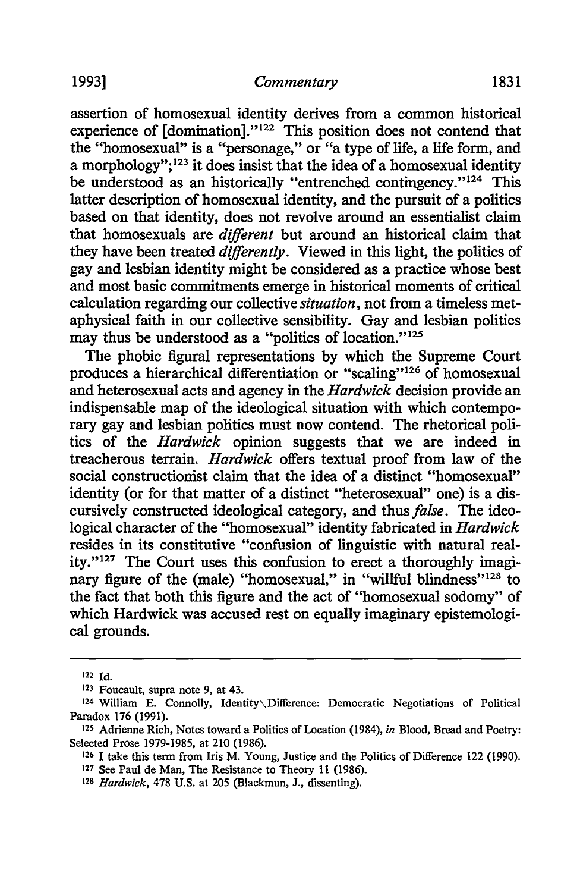assertion of homosexual identity derives from a common historical experience of [domination]."[122] This position does not contend that the "homosexual" is a "personage," or "a type of life, a life form, and a morphology";[123] it does insist that the idea of a homosexual identity be understood as an historically "entrenched contingency."[124] This latter description of homosexual identity, and the pursuit of a politics based on that identity, does not revolve around an essentialist claim that homosexuals are *different* but around an historical claim that they have been treated *differently*. Viewed in this light, the politics of gay and lesbian identity might be considered as a practice whose best and most basic commitments emerge in historical moments of critical calculation regarding our collective *situation*, not from a timeless metaphysical faith in our collective sensibility. Gay and lesbian politics may thus be understood as a "politics of location."[125]

The phobic figural representations by which the Supreme Court produces a hierarchical differentiation or "scaling"[126] of homosexual and heterosexual acts and agency in the *Hardwick* decision provide an indispensable map of the ideological situation with which contemporary gay and lesbian politics must now contend. The rhetorical politics of the *Hardwick* opinion suggests that we are indeed in treacherous terrain. *Hardwick* offers textual proof from law of the social constructionist claim that the idea of a distinct "homosexual" identity (or for that matter of a distinct "heterosexual" one) is a discursively constructed ideological category, and thus *false*. The ideological character of the "homosexual" identity fabricated in *Hardwick* resides in its constitutive "confusion of linguistic with natural reality."[127] The Court uses this confusion to erect a thoroughly imaginary figure of the (male) "homosexual," in "willful blindness"[128] to the fact that both this figure and the act of "homosexual sodomy" of which Hardwick was accused rest on equally imaginary epistemological grounds.

---

[122] Id.

[123] Foucault, supra note 9, at 43.

[124] William E. Connolly, Identity\Difference: Democratic Negotiations of Political Paradox 176 (1991).

[125] Adrienne Rich, Notes toward a Politics of Location (1984), *in* Blood, Bread and Poetry: Selected Prose 1979-1985, at 210 (1986).

[126] I take this term from Iris M. Young, Justice and the Politics of Difference 122 (1990).

[127] See Paul de Man, The Resistance to Theory 11 (1986).

[128] *Hardwick*, 478 U.S. at 205 (Blackmun, J., dissenting).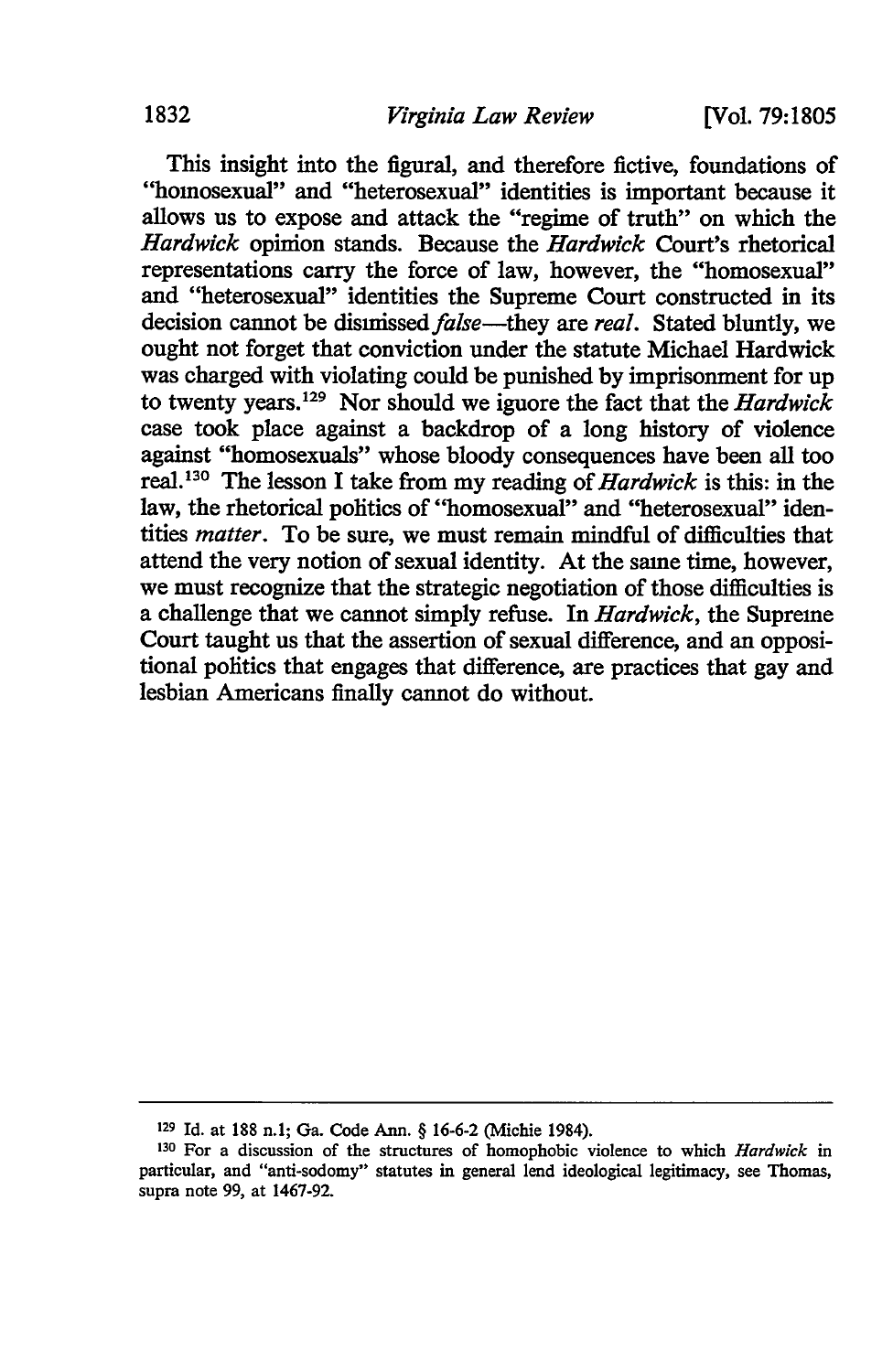This insight into the figural, and therefore fictive, foundations of "homosexual" and "heterosexual" identities is important because it allows us to expose and attack the "regime of truth" on which the *Hardwick* opinion stands. Because the *Hardwick* Court's rhetorical representations carry the force of law, however, the "homosexual" and "heterosexual" identities the Supreme Court constructed in its decision cannot be dismissed *false*—they are *real*. Stated bluntly, we ought not forget that conviction under the statute Michael Hardwick was charged with violating could be punished by imprisonment for up to twenty years.[129] Nor should we ignore the fact that the *Hardwick* case took place against a backdrop of a long history of violence against "homosexuals" whose bloody consequences have been all too real.[130] The lesson I take from my reading of *Hardwick* is this: in the law, the rhetorical politics of "homosexual" and "heterosexual" identities *matter*. To be sure, we must remain mindful of difficulties that attend the very notion of sexual identity. At the same time, however, we must recognize that the strategic negotiation of those difficulties is a challenge that we cannot simply refuse. In *Hardwick*, the Supreme Court taught us that the assertion of sexual difference, and an oppositional politics that engages that difference, are practices that gay and lesbian Americans finally cannot do without.

---

[129] Id. at 188 n.1; Ga. Code Ann. § 16-6-2 (Michie 1984).

[130] For a discussion of the structures of homophobic violence to which *Hardwick* in particular, and "anti-sodomy" statutes in general lend ideological legitimacy, see Thomas, supra note 99, at 1467-92.